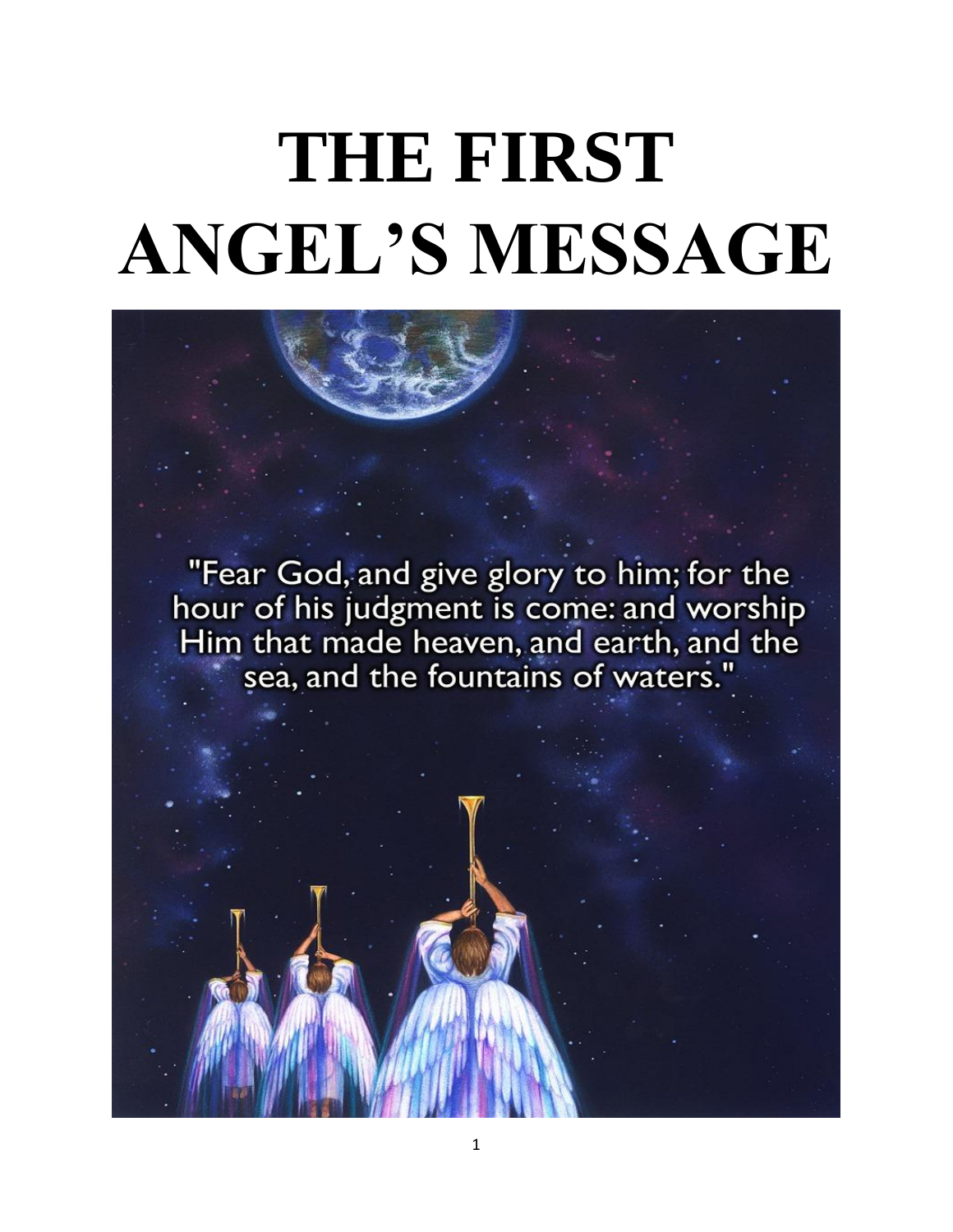# THE FIRST ANGEL'S MESSAGE

"Fear God, and give glory to him; for the hour of his judgment is come: and worship Him that made heaven, and earth, and the sea, and the fountains of waters."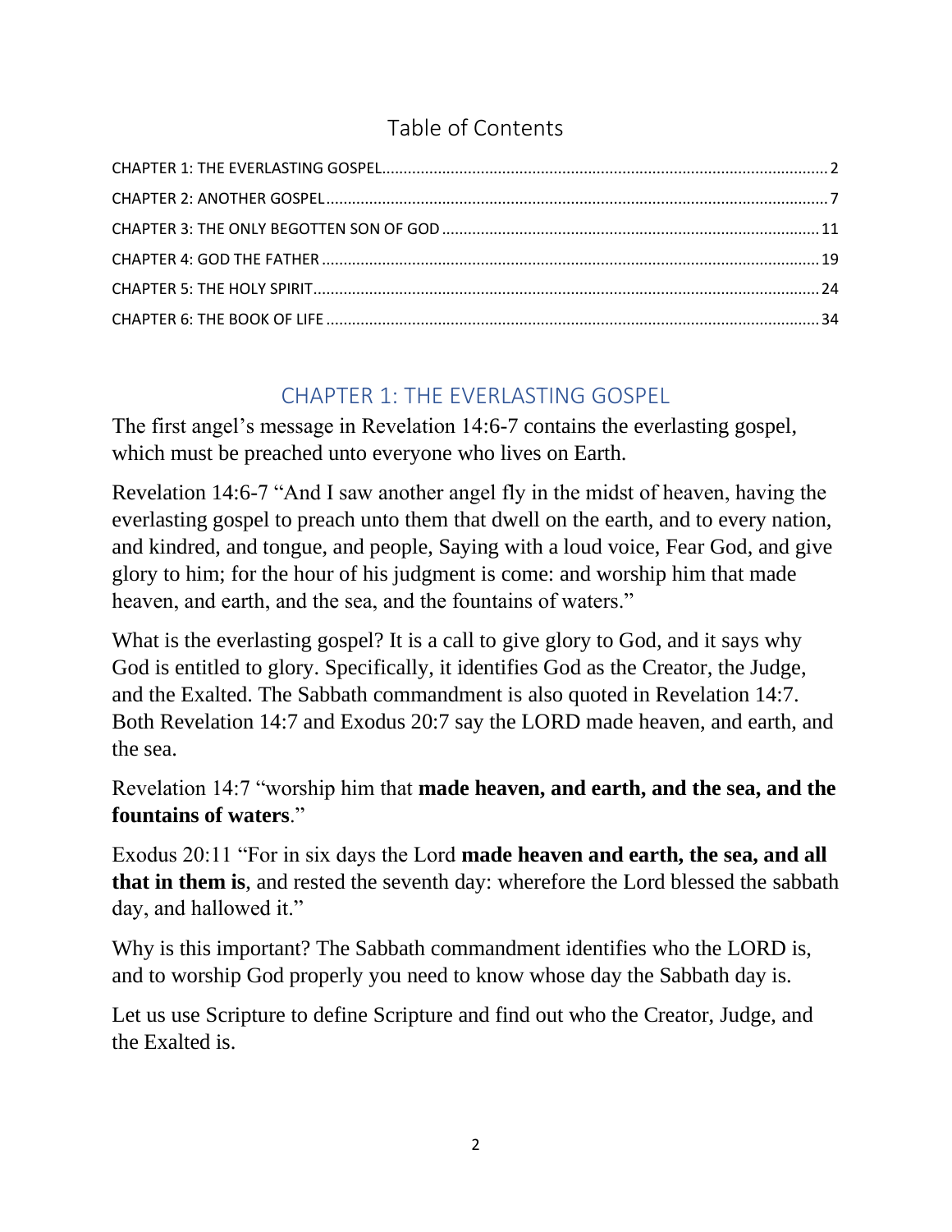# Table of Contents

CHAPTER 1: THE EVERLASTING GOSPEL........................................................................................................2
CHAPTER 2: ANOTHER GOSPEL.....................................................................................................................7
CHAPTER 3: THE ONLY BEGOTTEN SON OF GOD......................................................................................11
CHAPTER 4: GOD THE FATHER....................................................................................................................19
CHAPTER 5: THE HOLY SPIRIT.....................................................................................................................24
CHAPTER 6: THE BOOK OF LIFE..................................................................................................................34

## CHAPTER 1: THE EVERLASTING GOSPEL

The first angel's message in Revelation 14:6-7 contains the everlasting gospel, which must be preached unto everyone who lives on Earth.

Revelation 14:6-7 "And I saw another angel fly in the midst of heaven, having the everlasting gospel to preach unto them that dwell on the earth, and to every nation, and kindred, and tongue, and people, Saying with a loud voice, Fear God, and give glory to him; for the hour of his judgment is come: and worship him that made heaven, and earth, and the sea, and the fountains of waters."

What is the everlasting gospel? It is a call to give glory to God, and it says why God is entitled to glory. Specifically, it identifies God as the Creator, the Judge, and the Exalted. The Sabbath commandment is also quoted in Revelation 14:7. Both Revelation 14:7 and Exodus 20:7 say the LORD made heaven, and earth, and the sea.

Revelation 14:7 "worship him that **made heaven, and earth, and the sea, and the fountains of waters**."

Exodus 20:11 "For in six days the Lord **made heaven and earth, the sea, and all that in them is**, and rested the seventh day: wherefore the Lord blessed the sabbath day, and hallowed it."

Why is this important? The Sabbath commandment identifies who the LORD is, and to worship God properly you need to know whose day the Sabbath day is.

Let us use Scripture to define Scripture and find out who the Creator, Judge, and the Exalted is.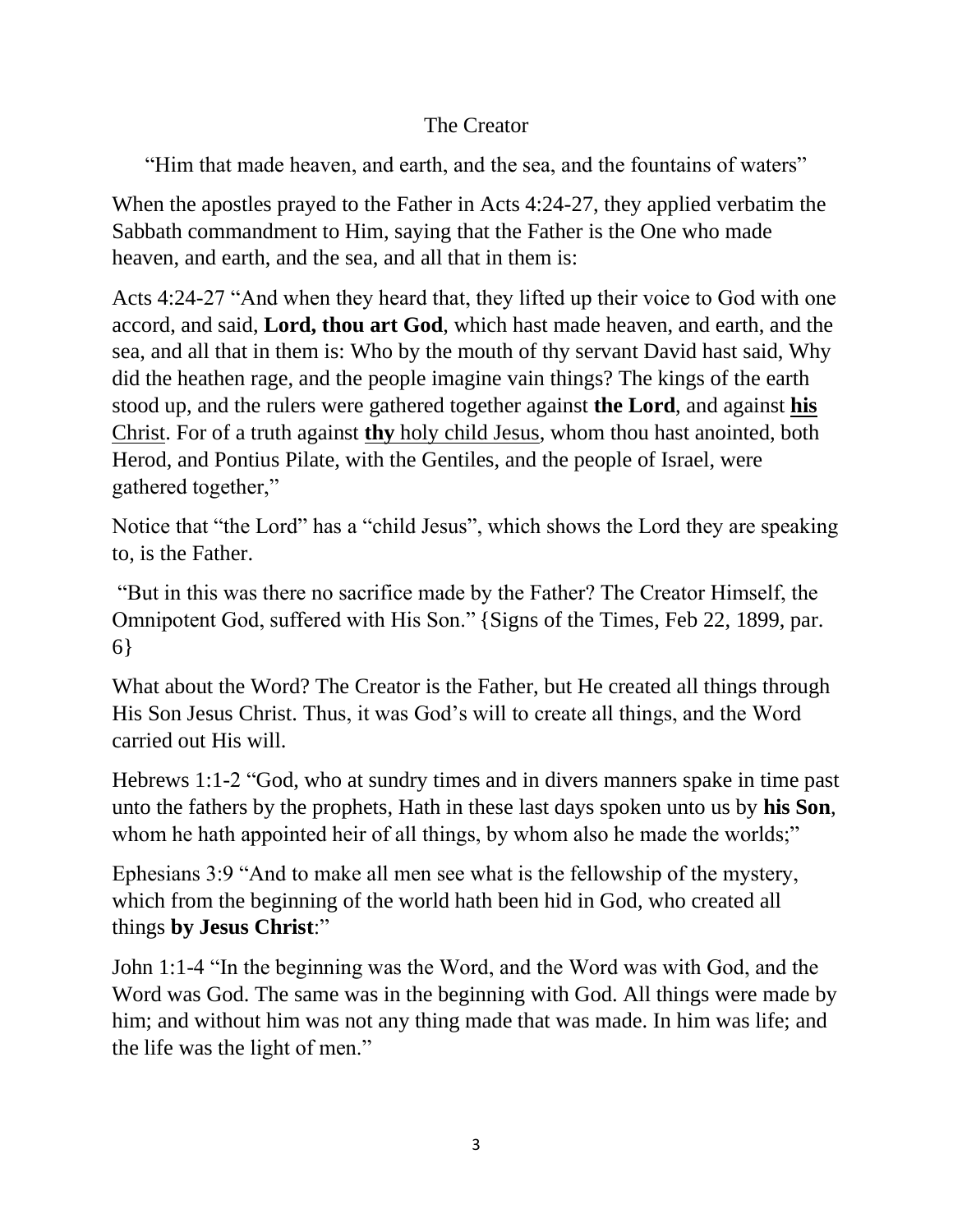## The Creator

"Him that made heaven, and earth, and the sea, and the fountains of waters"

When the apostles prayed to the Father in Acts 4:24-27, they applied verbatim the Sabbath commandment to Him, saying that the Father is the One who made heaven, and earth, and the sea, and all that in them is:

Acts 4:24-27 "And when they heard that, they lifted up their voice to God with one accord, and said, **Lord, thou art God**, which hast made heaven, and earth, and the sea, and all that in them is: Who by the mouth of thy servant David hast said, Why did the heathen rage, and the people imagine vain things? The kings of the earth stood up, and the rulers were gathered together against **the Lord**, and against <u>**his** Christ</u>. For of a truth against <u>**thy** holy child Jesus</u>, whom thou hast anointed, both Herod, and Pontius Pilate, with the Gentiles, and the people of Israel, were gathered together,"

Notice that "the Lord" has a "child Jesus", which shows the Lord they are speaking to, is the Father.

"But in this was there no sacrifice made by the Father? The Creator Himself, the Omnipotent God, suffered with His Son." {Signs of the Times, Feb 22, 1899, par. 6}

What about the Word? The Creator is the Father, but He created all things through His Son Jesus Christ. Thus, it was God's will to create all things, and the Word carried out His will.

Hebrews 1:1-2 "God, who at sundry times and in divers manners spake in time past unto the fathers by the prophets, Hath in these last days spoken unto us by **his Son**, whom he hath appointed heir of all things, by whom also he made the worlds;"

Ephesians 3:9 "And to make all men see what is the fellowship of the mystery, which from the beginning of the world hath been hid in God, who created all things **by Jesus Christ**:"

John 1:1-4 "In the beginning was the Word, and the Word was with God, and the Word was God. The same was in the beginning with God. All things were made by him; and without him was not any thing made that was made. In him was life; and the life was the light of men."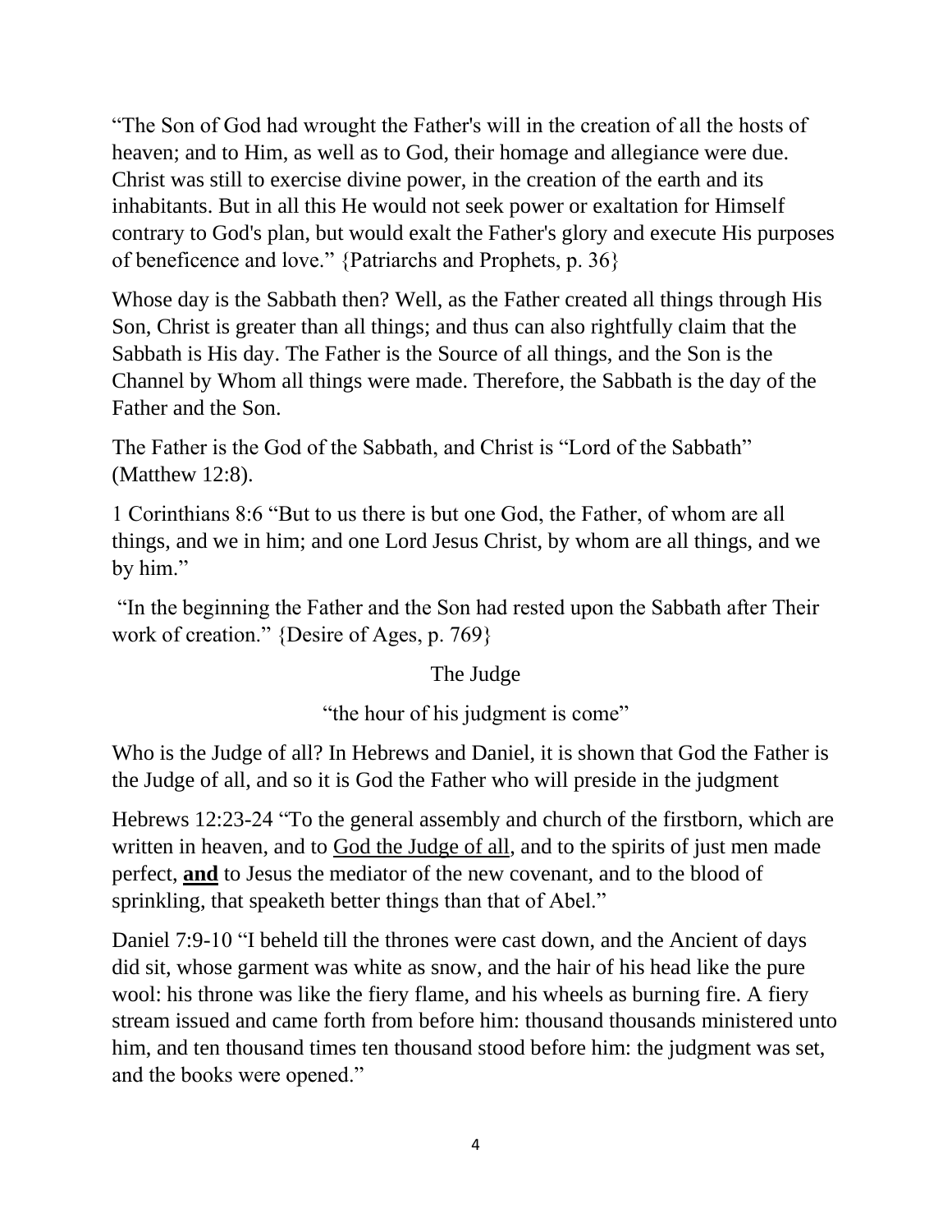"The Son of God had wrought the Father's will in the creation of all the hosts of heaven; and to Him, as well as to God, their homage and allegiance were due. Christ was still to exercise divine power, in the creation of the earth and its inhabitants. But in all this He would not seek power or exaltation for Himself contrary to God's plan, but would exalt the Father's glory and execute His purposes of beneficence and love." {Patriarchs and Prophets, p. 36}

Whose day is the Sabbath then? Well, as the Father created all things through His Son, Christ is greater than all things; and thus can also rightfully claim that the Sabbath is His day. The Father is the Source of all things, and the Son is the Channel by Whom all things were made. Therefore, the Sabbath is the day of the Father and the Son.

The Father is the God of the Sabbath, and Christ is "Lord of the Sabbath" (Matthew 12:8).

1 Corinthians 8:6 "But to us there is but one God, the Father, of whom are all things, and we in him; and one Lord Jesus Christ, by whom are all things, and we by him."

"In the beginning the Father and the Son had rested upon the Sabbath after Their work of creation." {Desire of Ages, p. 769}

## The Judge

"the hour of his judgment is come"

Who is the Judge of all? In Hebrews and Daniel, it is shown that God the Father is the Judge of all, and so it is God the Father who will preside in the judgment

Hebrews 12:23-24 "To the general assembly and church of the firstborn, which are written in heaven, and to <u>God the Judge of all</u>, and to the spirits of just men made perfect, <u>**and**</u> to Jesus the mediator of the new covenant, and to the blood of sprinkling, that speaketh better things than that of Abel."

Daniel 7:9-10 "I beheld till the thrones were cast down, and the Ancient of days did sit, whose garment was white as snow, and the hair of his head like the pure wool: his throne was like the fiery flame, and his wheels as burning fire. A fiery stream issued and came forth from before him: thousand thousands ministered unto him, and ten thousand times ten thousand stood before him: the judgment was set, and the books were opened."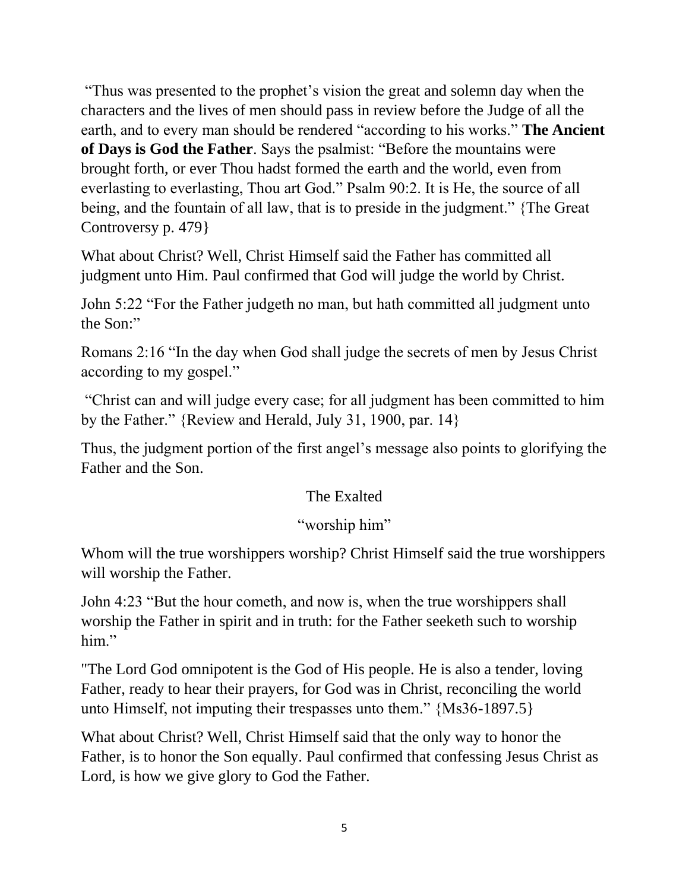"Thus was presented to the prophet's vision the great and solemn day when the characters and the lives of men should pass in review before the Judge of all the earth, and to every man should be rendered "according to his works." **The Ancient of Days is God the Father**. Says the psalmist: "Before the mountains were brought forth, or ever Thou hadst formed the earth and the world, even from everlasting to everlasting, Thou art God." Psalm 90:2. It is He, the source of all being, and the fountain of all law, that is to preside in the judgment." {The Great Controversy p. 479}

What about Christ? Well, Christ Himself said the Father has committed all judgment unto Him. Paul confirmed that God will judge the world by Christ.

John 5:22 "For the Father judgeth no man, but hath committed all judgment unto the Son:"

Romans 2:16 "In the day when God shall judge the secrets of men by Jesus Christ according to my gospel."

"Christ can and will judge every case; for all judgment has been committed to him by the Father." {Review and Herald, July 31, 1900, par. 14}

Thus, the judgment portion of the first angel's message also points to glorifying the Father and the Son.

## The Exalted

### "worship him"

Whom will the true worshippers worship? Christ Himself said the true worshippers will worship the Father.

John 4:23 "But the hour cometh, and now is, when the true worshippers shall worship the Father in spirit and in truth: for the Father seeketh such to worship him."

"The Lord God omnipotent is the God of His people. He is also a tender, loving Father, ready to hear their prayers, for God was in Christ, reconciling the world unto Himself, not imputing their trespasses unto them." {Ms36-1897.5}

What about Christ? Well, Christ Himself said that the only way to honor the Father, is to honor the Son equally. Paul confirmed that confessing Jesus Christ as Lord, is how we give glory to God the Father.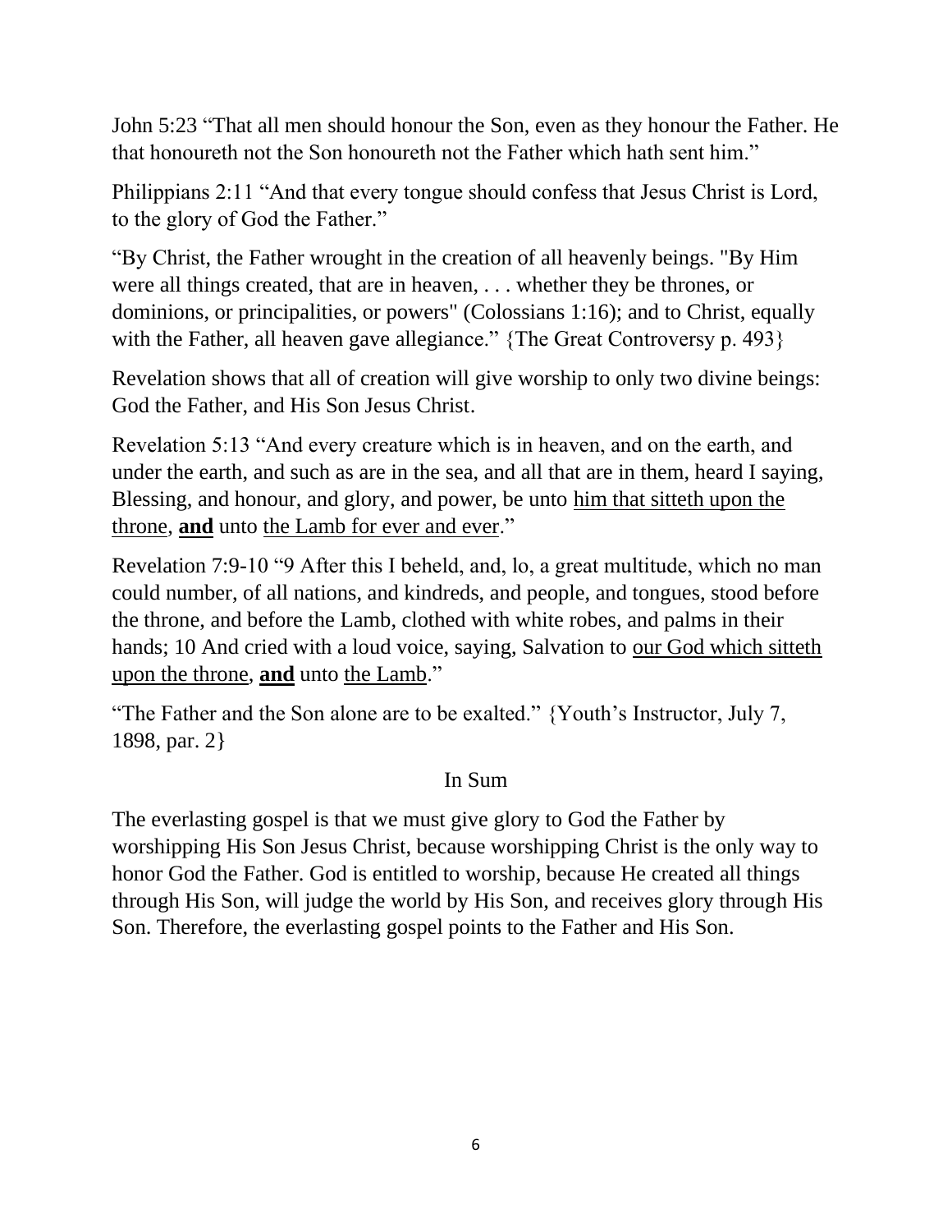John 5:23 "That all men should honour the Son, even as they honour the Father. He that honoureth not the Son honoureth not the Father which hath sent him."

Philippians 2:11 "And that every tongue should confess that Jesus Christ is Lord, to the glory of God the Father."

"By Christ, the Father wrought in the creation of all heavenly beings. "By Him were all things created, that are in heaven, . . . whether they be thrones, or dominions, or principalities, or powers" (Colossians 1:16); and to Christ, equally with the Father, all heaven gave allegiance." {The Great Controversy p. 493}

Revelation shows that all of creation will give worship to only two divine beings: God the Father, and His Son Jesus Christ.

Revelation 5:13 "And every creature which is in heaven, and on the earth, and under the earth, and such as are in the sea, and all that are in them, heard I saying, Blessing, and honour, and glory, and power, be unto <u>him that sitteth upon the throne</u>, <u>**and**</u> unto <u>the Lamb for ever and ever</u>."

Revelation 7:9-10 "9 After this I beheld, and, lo, a great multitude, which no man could number, of all nations, and kindreds, and people, and tongues, stood before the throne, and before the Lamb, clothed with white robes, and palms in their hands; 10 And cried with a loud voice, saying, Salvation to <u>our God which sitteth upon the throne</u>, <u>**and**</u> unto <u>the Lamb</u>."

"The Father and the Son alone are to be exalted." {Youth's Instructor, July 7, 1898, par. 2}

## In Sum

The everlasting gospel is that we must give glory to God the Father by worshipping His Son Jesus Christ, because worshipping Christ is the only way to honor God the Father. God is entitled to worship, because He created all things through His Son, will judge the world by His Son, and receives glory through His Son. Therefore, the everlasting gospel points to the Father and His Son.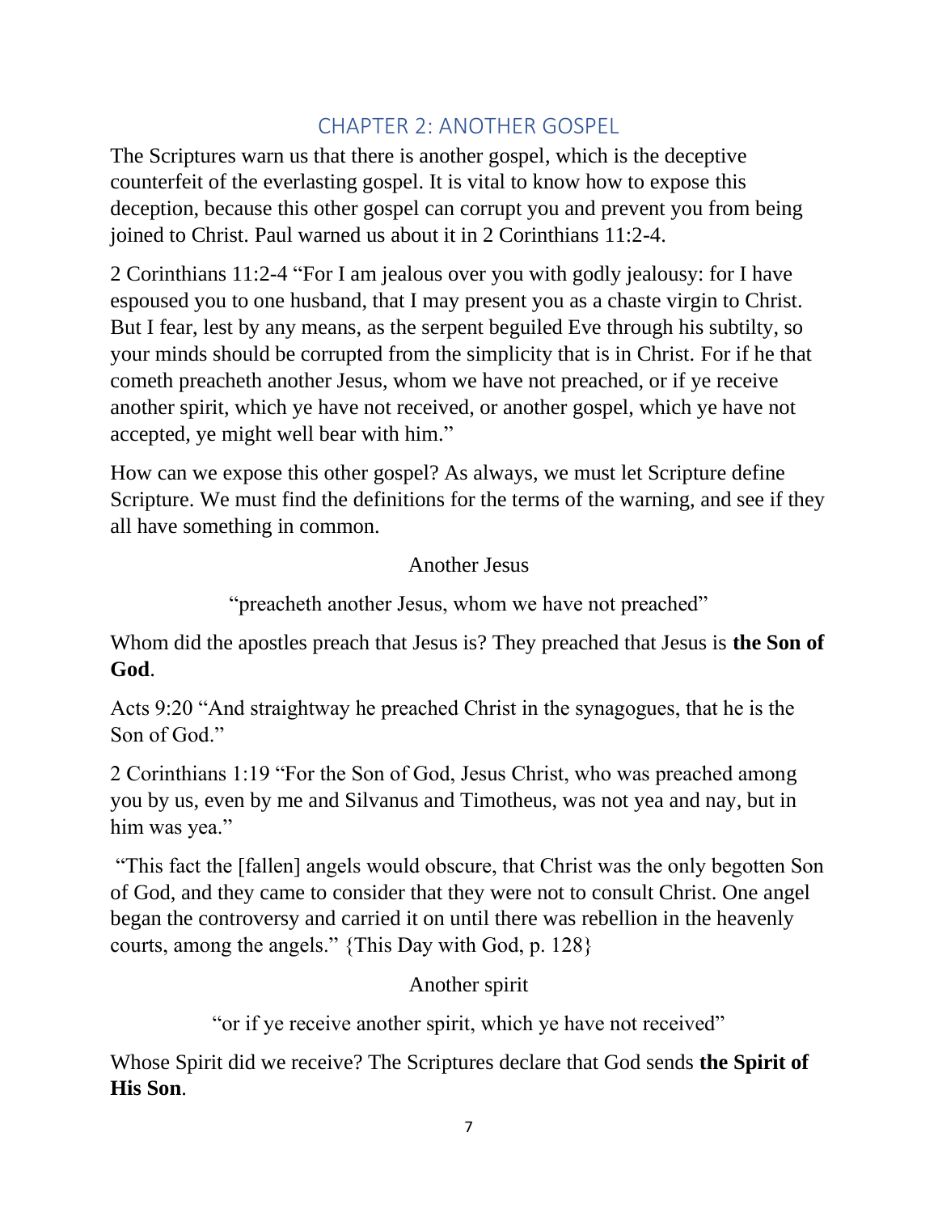## CHAPTER 2: ANOTHER GOSPEL

The Scriptures warn us that there is another gospel, which is the deceptive counterfeit of the everlasting gospel. It is vital to know how to expose this deception, because this other gospel can corrupt you and prevent you from being joined to Christ. Paul warned us about it in 2 Corinthians 11:2-4.

2 Corinthians 11:2-4 "For I am jealous over you with godly jealousy: for I have espoused you to one husband, that I may present you as a chaste virgin to Christ. But I fear, lest by any means, as the serpent beguiled Eve through his subtilty, so your minds should be corrupted from the simplicity that is in Christ. For if he that cometh preacheth another Jesus, whom we have not preached, or if ye receive another spirit, which ye have not received, or another gospel, which ye have not accepted, ye might well bear with him."

How can we expose this other gospel? As always, we must let Scripture define Scripture. We must find the definitions for the terms of the warning, and see if they all have something in common.

Another Jesus

"preacheth another Jesus, whom we have not preached"

Whom did the apostles preach that Jesus is? They preached that Jesus is **the Son of God**.

Acts 9:20 "And straightway he preached Christ in the synagogues, that he is the Son of God."

2 Corinthians 1:19 "For the Son of God, Jesus Christ, who was preached among you by us, even by me and Silvanus and Timotheus, was not yea and nay, but in him was yea."

"This fact the [fallen] angels would obscure, that Christ was the only begotten Son of God, and they came to consider that they were not to consult Christ. One angel began the controversy and carried it on until there was rebellion in the heavenly courts, among the angels." {This Day with God, p. 128}

Another spirit

"or if ye receive another spirit, which ye have not received"

Whose Spirit did we receive? The Scriptures declare that God sends **the Spirit of His Son**.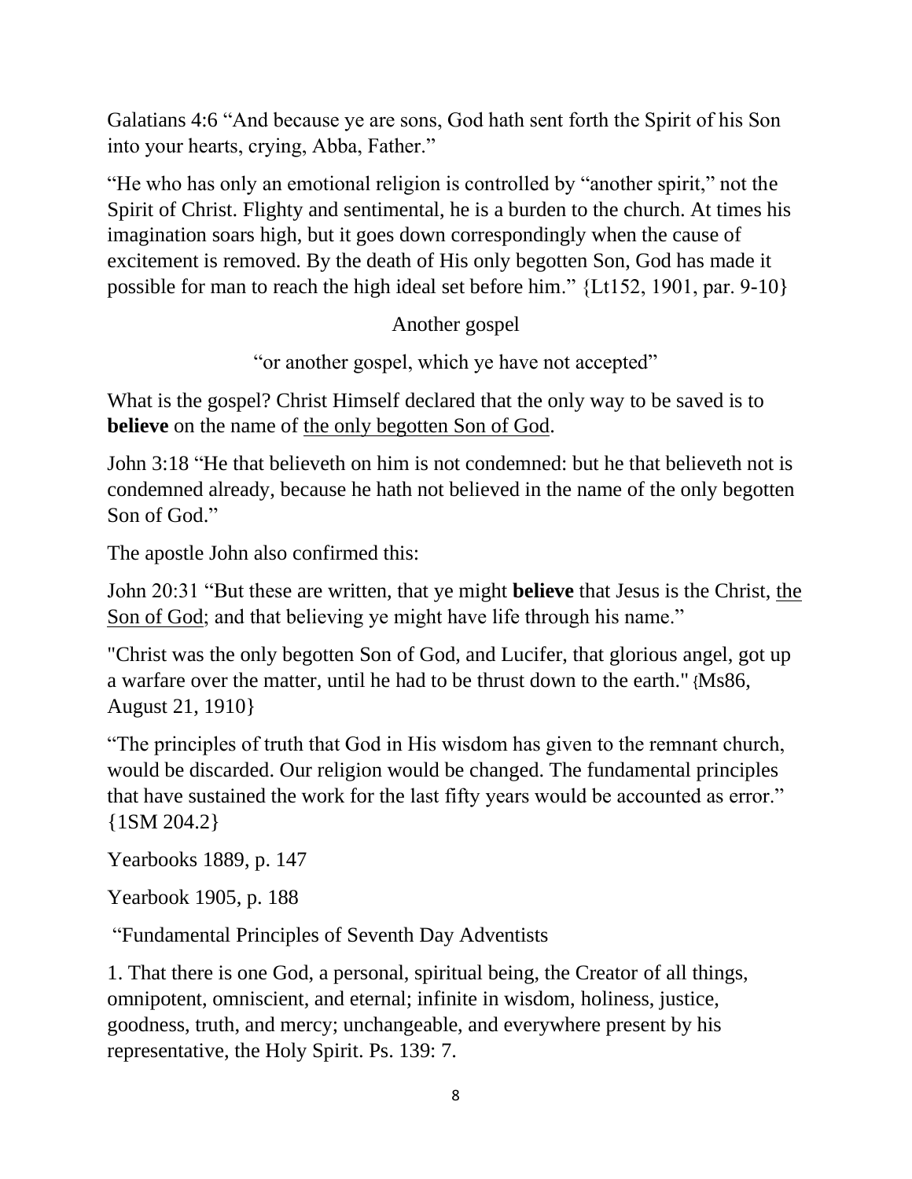Galatians 4:6 “And because ye are sons, God hath sent forth the Spirit of his Son into your hearts, crying, Abba, Father.”

“He who has only an emotional religion is controlled by “another spirit,” not the Spirit of Christ. Flighty and sentimental, he is a burden to the church. At times his imagination soars high, but it goes down correspondingly when the cause of excitement is removed. By the death of His only begotten Son, God has made it possible for man to reach the high ideal set before him.” {Lt152, 1901, par. 9-10}

Another gospel

“or another gospel, which ye have not accepted”

What is the gospel? Christ Himself declared that the only way to be saved is to **believe** on the name of <u>the only begotten Son of God</u>.

John 3:18 “He that believeth on him is not condemned: but he that believeth not is condemned already, because he hath not believed in the name of the only begotten Son of God.”

The apostle John also confirmed this:

John 20:31 “But these are written, that ye might **believe** that Jesus is the Christ, <u>the Son of God</u>; and that believing ye might have life through his name.”

"Christ was the only begotten Son of God, and Lucifer, that glorious angel, got up a warfare over the matter, until he had to be thrust down to the earth." {Ms86, August 21, 1910}

“The principles of truth that God in His wisdom has given to the remnant church, would be discarded. Our religion would be changed. The fundamental principles that have sustained the work for the last fifty years would be accounted as error.” {1SM 204.2}

Yearbooks 1889, p. 147

Yearbook 1905, p. 188

“Fundamental Principles of Seventh Day Adventists

1. That there is one God, a personal, spiritual being, the Creator of all things, omnipotent, omniscient, and eternal; infinite in wisdom, holiness, justice, goodness, truth, and mercy; unchangeable, and everywhere present by his representative, the Holy Spirit. Ps. 139: 7.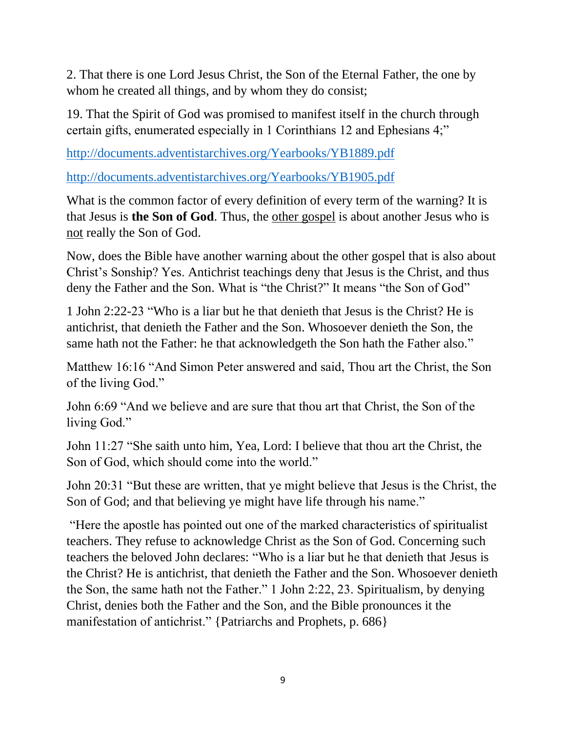2. That there is one Lord Jesus Christ, the Son of the Eternal Father, the one by whom he created all things, and by whom they do consist;

19. That the Spirit of God was promised to manifest itself in the church through certain gifts, enumerated especially in 1 Corinthians 12 and Ephesians 4;"

http://documents.adventistarchives.org/Yearbooks/YB1889.pdf

http://documents.adventistarchives.org/Yearbooks/YB1905.pdf

What is the common factor of every definition of every term of the warning? It is that Jesus is **the Son of God**. Thus, the <u>other gospel</u> is about another Jesus who is <u>not</u> really the Son of God.

Now, does the Bible have another warning about the other gospel that is also about Christ's Sonship? Yes. Antichrist teachings deny that Jesus is the Christ, and thus deny the Father and the Son. What is "the Christ?" It means "the Son of God"

1 John 2:22-23 "Who is a liar but he that denieth that Jesus is the Christ? He is antichrist, that denieth the Father and the Son. Whosoever denieth the Son, the same hath not the Father: he that acknowledgeth the Son hath the Father also."

Matthew 16:16 "And Simon Peter answered and said, Thou art the Christ, the Son of the living God."

John 6:69 "And we believe and are sure that thou art that Christ, the Son of the living God."

John 11:27 "She saith unto him, Yea, Lord: I believe that thou art the Christ, the Son of God, which should come into the world."

John 20:31 "But these are written, that ye might believe that Jesus is the Christ, the Son of God; and that believing ye might have life through his name."

"Here the apostle has pointed out one of the marked characteristics of spiritualist teachers. They refuse to acknowledge Christ as the Son of God. Concerning such teachers the beloved John declares: "Who is a liar but he that denieth that Jesus is the Christ? He is antichrist, that denieth the Father and the Son. Whosoever denieth the Son, the same hath not the Father." 1 John 2:22, 23. Spiritualism, by denying Christ, denies both the Father and the Son, and the Bible pronounces it the manifestation of antichrist." {Patriarchs and Prophets, p. 686}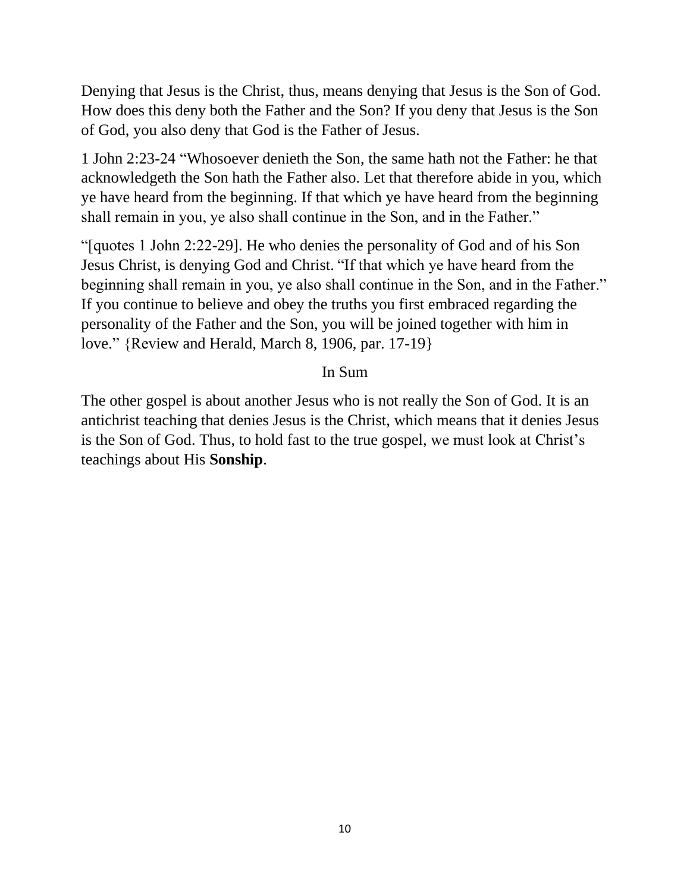Denying that Jesus is the Christ, thus, means denying that Jesus is the Son of God. How does this deny both the Father and the Son? If you deny that Jesus is the Son of God, you also deny that God is the Father of Jesus.

1 John 2:23-24 "Whosoever denieth the Son, the same hath not the Father: he that acknowledgeth the Son hath the Father also. Let that therefore abide in you, which ye have heard from the beginning. If that which ye have heard from the beginning shall remain in you, ye also shall continue in the Son, and in the Father."

"[quotes 1 John 2:22-29]. He who denies the personality of God and of his Son Jesus Christ, is denying God and Christ. "If that which ye have heard from the beginning shall remain in you, ye also shall continue in the Son, and in the Father." If you continue to believe and obey the truths you first embraced regarding the personality of the Father and the Son, you will be joined together with him in love." {Review and Herald, March 8, 1906, par. 17-19}

## In Sum

The other gospel is about another Jesus who is not really the Son of God. It is an antichrist teaching that denies Jesus is the Christ, which means that it denies Jesus is the Son of God. Thus, to hold fast to the true gospel, we must look at Christ's teachings about His **Sonship**.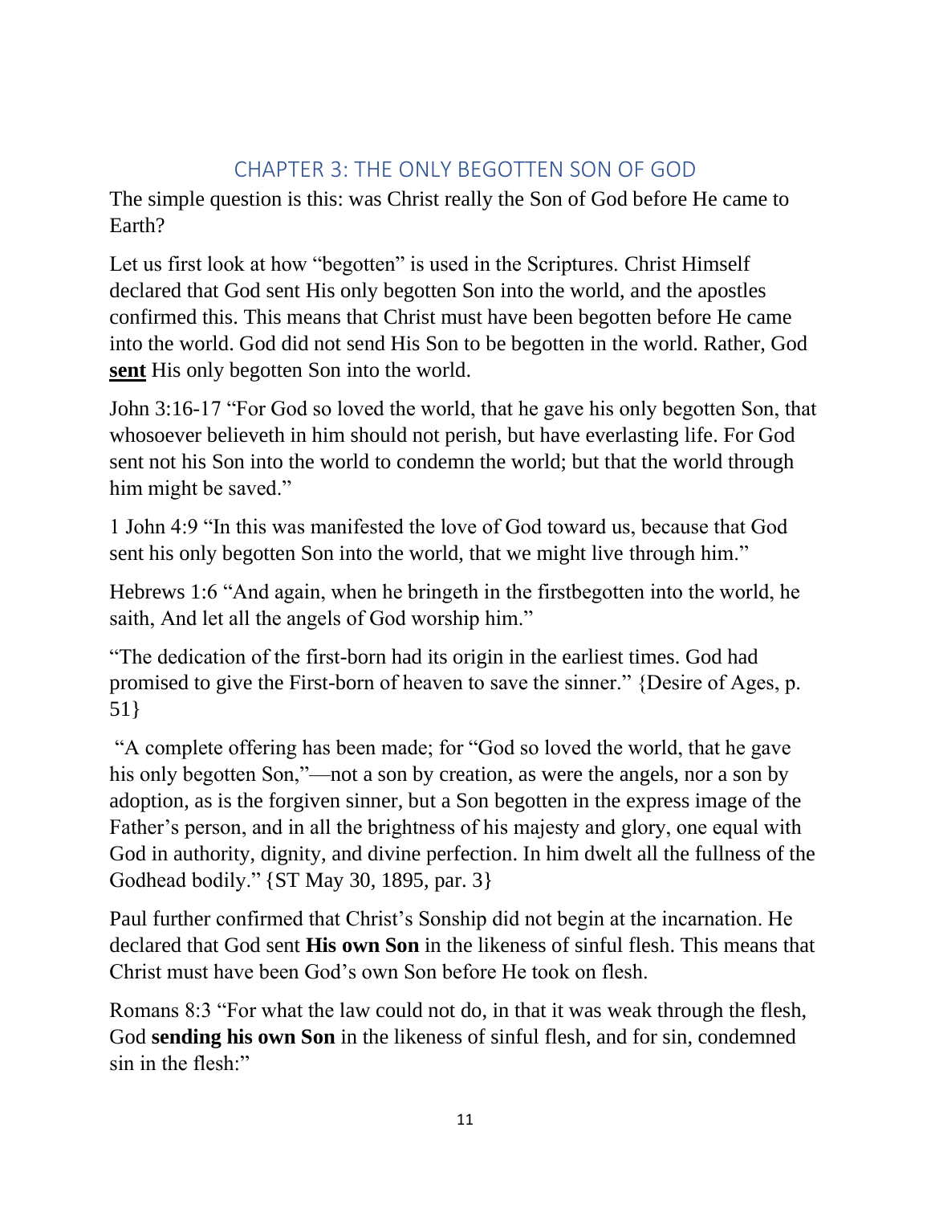# CHAPTER 3: THE ONLY BEGOTTEN SON OF GOD

The simple question is this: was Christ really the Son of God before He came to Earth?

Let us first look at how "begotten" is used in the Scriptures. Christ Himself declared that God sent His only begotten Son into the world, and the apostles confirmed this. This means that Christ must have been begotten before He came into the world. God did not send His Son to be begotten in the world. Rather, God **sent** His only begotten Son into the world.

John 3:16-17 "For God so loved the world, that he gave his only begotten Son, that whosoever believeth in him should not perish, but have everlasting life. For God sent not his Son into the world to condemn the world; but that the world through him might be saved."

1 John 4:9 "In this was manifested the love of God toward us, because that God sent his only begotten Son into the world, that we might live through him."

Hebrews 1:6 "And again, when he bringeth in the firstbegotten into the world, he saith, And let all the angels of God worship him."

"The dedication of the first-born had its origin in the earliest times. God had promised to give the First-born of heaven to save the sinner." {Desire of Ages, p. 51}

"A complete offering has been made; for "God so loved the world, that he gave his only begotten Son,"—not a son by creation, as were the angels, nor a son by adoption, as is the forgiven sinner, but a Son begotten in the express image of the Father's person, and in all the brightness of his majesty and glory, one equal with God in authority, dignity, and divine perfection. In him dwelt all the fullness of the Godhead bodily." {ST May 30, 1895, par. 3}

Paul further confirmed that Christ's Sonship did not begin at the incarnation. He declared that God sent **His own Son** in the likeness of sinful flesh. This means that Christ must have been God's own Son before He took on flesh.

Romans 8:3 "For what the law could not do, in that it was weak through the flesh, God **sending his own Son** in the likeness of sinful flesh, and for sin, condemned sin in the flesh:"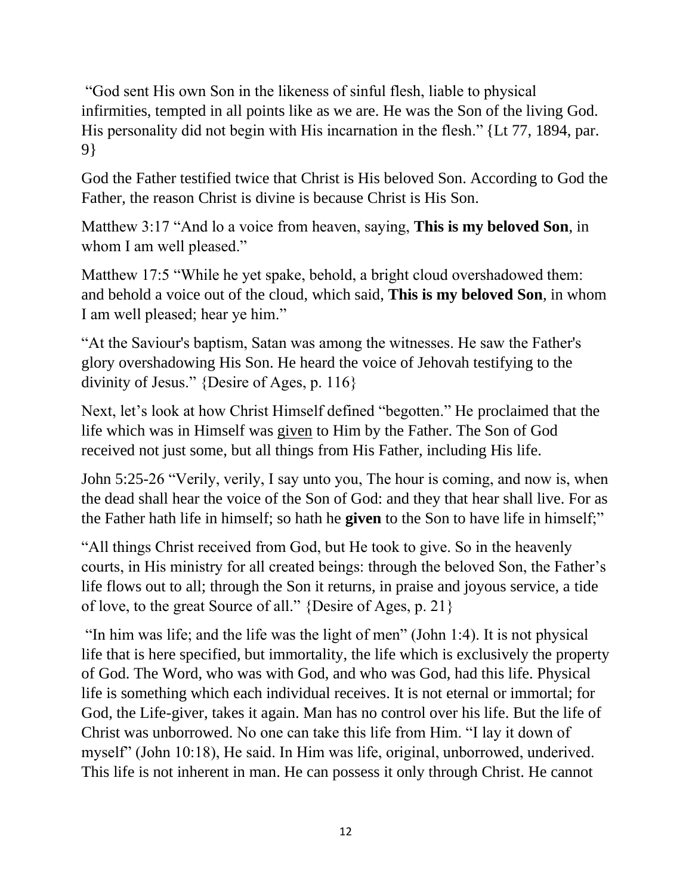"God sent His own Son in the likeness of sinful flesh, liable to physical infirmities, tempted in all points like as we are. He was the Son of the living God. His personality did not begin with His incarnation in the flesh." {Lt 77, 1894, par. 9}

God the Father testified twice that Christ is His beloved Son. According to God the Father, the reason Christ is divine is because Christ is His Son.

Matthew 3:17 "And lo a voice from heaven, saying, **This is my beloved Son**, in whom I am well pleased."

Matthew 17:5 "While he yet spake, behold, a bright cloud overshadowed them: and behold a voice out of the cloud, which said, **This is my beloved Son**, in whom I am well pleased; hear ye him."

"At the Saviour's baptism, Satan was among the witnesses. He saw the Father's glory overshadowing His Son. He heard the voice of Jehovah testifying to the divinity of Jesus." {Desire of Ages, p. 116}

Next, let's look at how Christ Himself defined "begotten." He proclaimed that the life which was in Himself was <u>given</u> to Him by the Father. The Son of God received not just some, but all things from His Father, including His life.

John 5:25-26 "Verily, verily, I say unto you, The hour is coming, and now is, when the dead shall hear the voice of the Son of God: and they that hear shall live. For as the Father hath life in himself; so hath he **given** to the Son to have life in himself;"

"All things Christ received from God, but He took to give. So in the heavenly courts, in His ministry for all created beings: through the beloved Son, the Father's life flows out to all; through the Son it returns, in praise and joyous service, a tide of love, to the great Source of all." {Desire of Ages, p. 21}

"In him was life; and the life was the light of men" (John 1:4). It is not physical life that is here specified, but immortality, the life which is exclusively the property of God. The Word, who was with God, and who was God, had this life. Physical life is something which each individual receives. It is not eternal or immortal; for God, the Life-giver, takes it again. Man has no control over his life. But the life of Christ was unborrowed. No one can take this life from Him. "I lay it down of myself" (John 10:18), He said. In Him was life, original, unborrowed, underived. This life is not inherent in man. He can possess it only through Christ. He cannot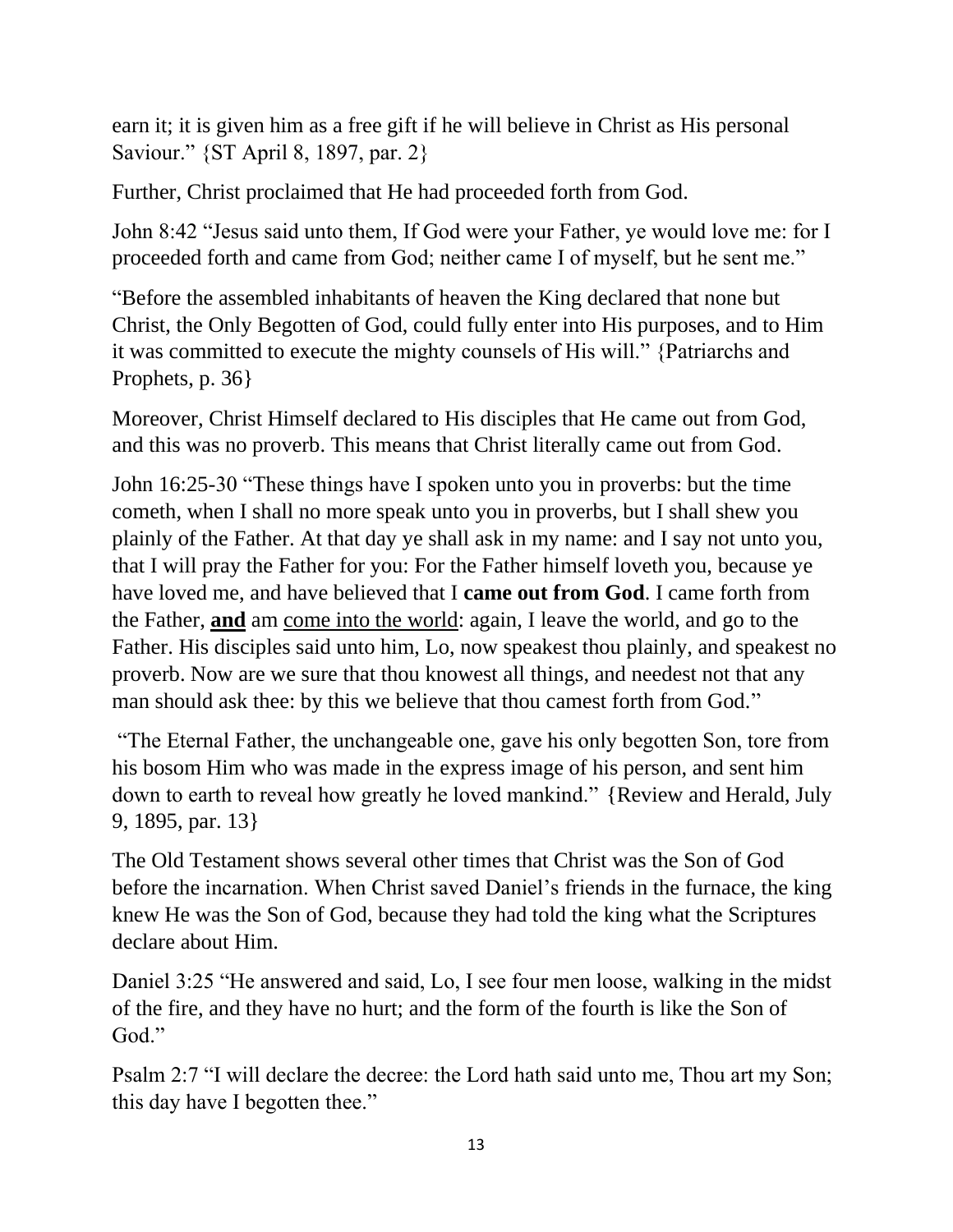earn it; it is given him as a free gift if he will believe in Christ as His personal Saviour." {ST April 8, 1897, par. 2}

Further, Christ proclaimed that He had proceeded forth from God.

John 8:42 "Jesus said unto them, If God were your Father, ye would love me: for I proceeded forth and came from God; neither came I of myself, but he sent me."

"Before the assembled inhabitants of heaven the King declared that none but Christ, the Only Begotten of God, could fully enter into His purposes, and to Him it was committed to execute the mighty counsels of His will." {Patriarchs and Prophets, p. 36}

Moreover, Christ Himself declared to His disciples that He came out from God, and this was no proverb. This means that Christ literally came out from God.

John 16:25-30 "These things have I spoken unto you in proverbs: but the time cometh, when I shall no more speak unto you in proverbs, but I shall shew you plainly of the Father. At that day ye shall ask in my name: and I say not unto you, that I will pray the Father for you: For the Father himself loveth you, because ye have loved me, and have believed that I **came out from God**. I came forth from the Father, **<u>and</u>** am <u>come into the world</u>: again, I leave the world, and go to the Father. His disciples said unto him, Lo, now speakest thou plainly, and speakest no proverb. Now are we sure that thou knowest all things, and needest not that any man should ask thee: by this we believe that thou camest forth from God."

"The Eternal Father, the unchangeable one, gave his only begotten Son, tore from his bosom Him who was made in the express image of his person, and sent him down to earth to reveal how greatly he loved mankind." {Review and Herald, July 9, 1895, par. 13}

The Old Testament shows several other times that Christ was the Son of God before the incarnation. When Christ saved Daniel's friends in the furnace, the king knew He was the Son of God, because they had told the king what the Scriptures declare about Him.

Daniel 3:25 "He answered and said, Lo, I see four men loose, walking in the midst of the fire, and they have no hurt; and the form of the fourth is like the Son of God."

Psalm 2:7 "I will declare the decree: the Lord hath said unto me, Thou art my Son; this day have I begotten thee."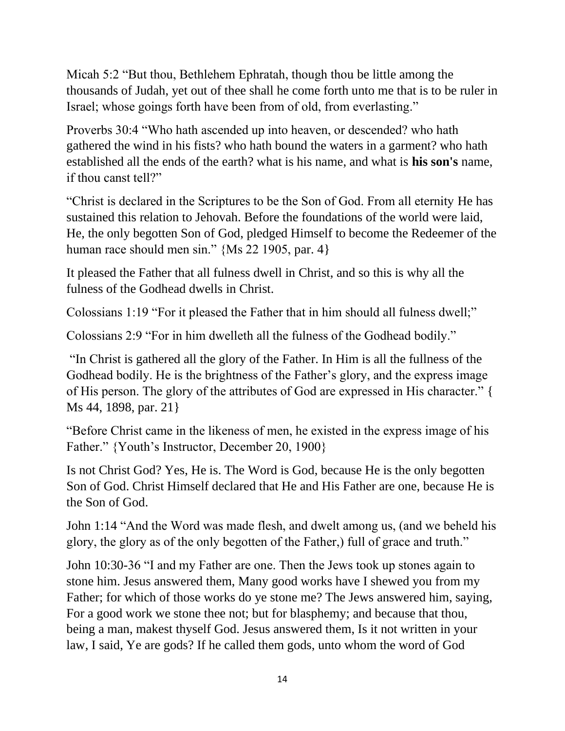Micah 5:2 “But thou, Bethlehem Ephratah, though thou be little among the thousands of Judah, yet out of thee shall he come forth unto me that is to be ruler in Israel; whose goings forth have been from of old, from everlasting.”

Proverbs 30:4 “Who hath ascended up into heaven, or descended? who hath gathered the wind in his fists? who hath bound the waters in a garment? who hath established all the ends of the earth? what is his name, and what is **his son's** name, if thou canst tell?”

“Christ is declared in the Scriptures to be the Son of God. From all eternity He has sustained this relation to Jehovah. Before the foundations of the world were laid, He, the only begotten Son of God, pledged Himself to become the Redeemer of the human race should men sin.” {Ms 22 1905, par. 4}

It pleased the Father that all fulness dwell in Christ, and so this is why all the fulness of the Godhead dwells in Christ.

Colossians 1:19 “For it pleased the Father that in him should all fulness dwell;”

Colossians 2:9 “For in him dwelleth all the fulness of the Godhead bodily.”

“In Christ is gathered all the glory of the Father. In Him is all the fullness of the Godhead bodily. He is the brightness of the Father’s glory, and the express image of His person. The glory of the attributes of God are expressed in His character.” { Ms 44, 1898, par. 21}

“Before Christ came in the likeness of men, he existed in the express image of his Father.” {Youth’s Instructor, December 20, 1900}

Is not Christ God? Yes, He is. The Word is God, because He is the only begotten Son of God. Christ Himself declared that He and His Father are one, because He is the Son of God.

John 1:14 “And the Word was made flesh, and dwelt among us, (and we beheld his glory, the glory as of the only begotten of the Father,) full of grace and truth.”

John 10:30-36 “I and my Father are one. Then the Jews took up stones again to stone him. Jesus answered them, Many good works have I shewed you from my Father; for which of those works do ye stone me? The Jews answered him, saying, For a good work we stone thee not; but for blasphemy; and because that thou, being a man, makest thyself God. Jesus answered them, Is it not written in your law, I said, Ye are gods? If he called them gods, unto whom the word of God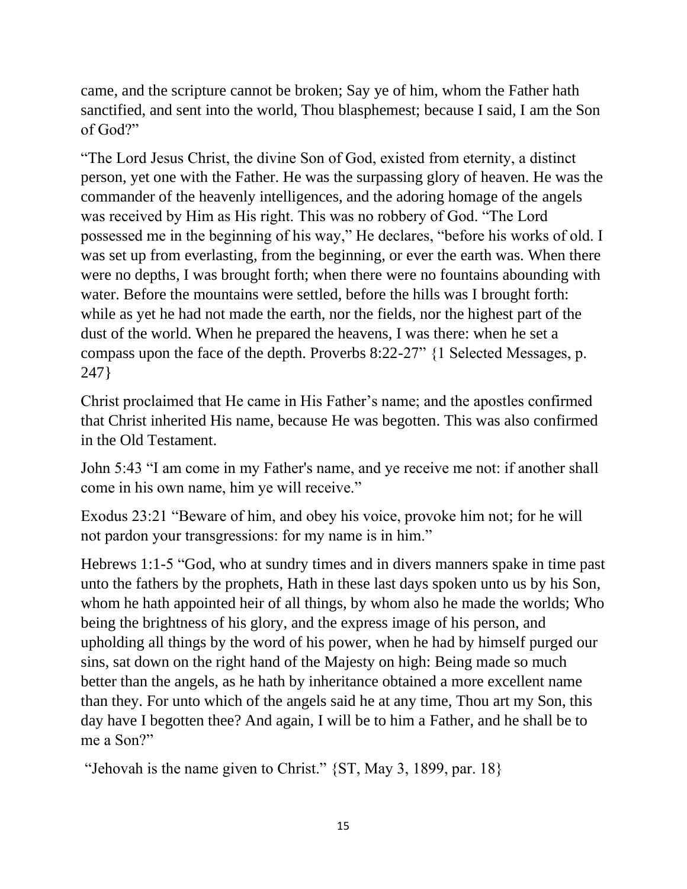came, and the scripture cannot be broken; Say ye of him, whom the Father hath sanctified, and sent into the world, Thou blasphemest; because I said, I am the Son of God?"

"The Lord Jesus Christ, the divine Son of God, existed from eternity, a distinct person, yet one with the Father. He was the surpassing glory of heaven. He was the commander of the heavenly intelligences, and the adoring homage of the angels was received by Him as His right. This was no robbery of God. "The Lord possessed me in the beginning of his way," He declares, "before his works of old. I was set up from everlasting, from the beginning, or ever the earth was. When there were no depths, I was brought forth; when there were no fountains abounding with water. Before the mountains were settled, before the hills was I brought forth: while as yet he had not made the earth, nor the fields, nor the highest part of the dust of the world. When he prepared the heavens, I was there: when he set a compass upon the face of the depth. Proverbs 8:22-27" {1 Selected Messages, p. 247}

Christ proclaimed that He came in His Father's name; and the apostles confirmed that Christ inherited His name, because He was begotten. This was also confirmed in the Old Testament.

John 5:43 "I am come in my Father's name, and ye receive me not: if another shall come in his own name, him ye will receive."

Exodus 23:21 "Beware of him, and obey his voice, provoke him not; for he will not pardon your transgressions: for my name is in him."

Hebrews 1:1-5 "God, who at sundry times and in divers manners spake in time past unto the fathers by the prophets, Hath in these last days spoken unto us by his Son, whom he hath appointed heir of all things, by whom also he made the worlds; Who being the brightness of his glory, and the express image of his person, and upholding all things by the word of his power, when he had by himself purged our sins, sat down on the right hand of the Majesty on high: Being made so much better than the angels, as he hath by inheritance obtained a more excellent name than they. For unto which of the angels said he at any time, Thou art my Son, this day have I begotten thee? And again, I will be to him a Father, and he shall be to me a Son?"

"Jehovah is the name given to Christ." {ST, May 3, 1899, par. 18}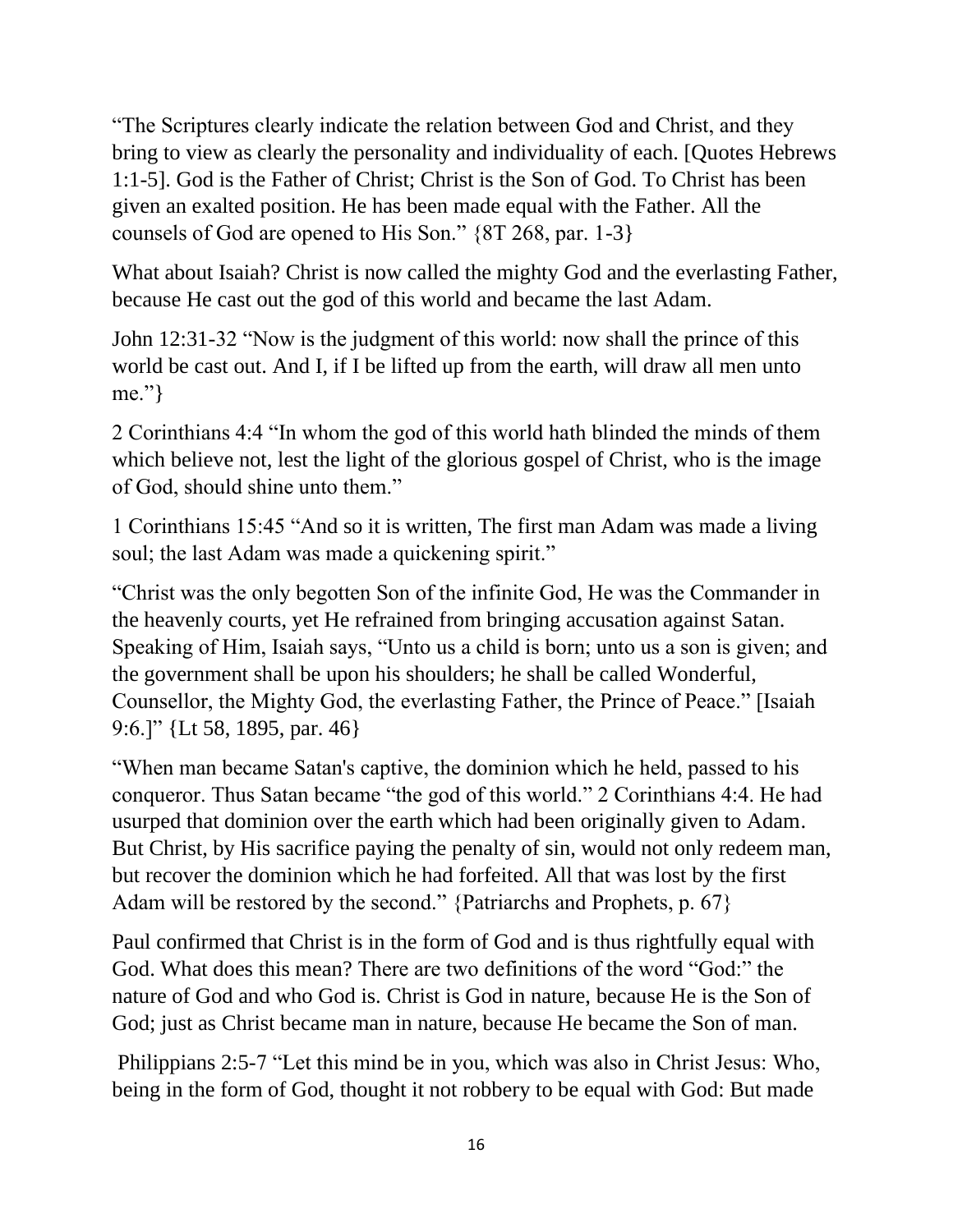“The Scriptures clearly indicate the relation between God and Christ, and they bring to view as clearly the personality and individuality of each. [Quotes Hebrews 1:1-5]. God is the Father of Christ; Christ is the Son of God. To Christ has been given an exalted position. He has been made equal with the Father. All the counsels of God are opened to His Son.” {8T 268, par. 1-3}

What about Isaiah? Christ is now called the mighty God and the everlasting Father, because He cast out the god of this world and became the last Adam.

John 12:31-32 “Now is the judgment of this world: now shall the prince of this world be cast out. And I, if I be lifted up from the earth, will draw all men unto me.”}

2 Corinthians 4:4 “In whom the god of this world hath blinded the minds of them which believe not, lest the light of the glorious gospel of Christ, who is the image of God, should shine unto them.”

1 Corinthians 15:45 “And so it is written, The first man Adam was made a living soul; the last Adam was made a quickening spirit.”

“Christ was the only begotten Son of the infinite God, He was the Commander in the heavenly courts, yet He refrained from bringing accusation against Satan. Speaking of Him, Isaiah says, “Unto us a child is born; unto us a son is given; and the government shall be upon his shoulders; he shall be called Wonderful, Counsellor, the Mighty God, the everlasting Father, the Prince of Peace.” [Isaiah 9:6.]” {Lt 58, 1895, par. 46}

“When man became Satan's captive, the dominion which he held, passed to his conqueror. Thus Satan became “the god of this world.” 2 Corinthians 4:4. He had usurped that dominion over the earth which had been originally given to Adam. But Christ, by His sacrifice paying the penalty of sin, would not only redeem man, but recover the dominion which he had forfeited. All that was lost by the first Adam will be restored by the second.” {Patriarchs and Prophets, p. 67}

Paul confirmed that Christ is in the form of God and is thus rightfully equal with God. What does this mean? There are two definitions of the word “God:” the nature of God and who God is. Christ is God in nature, because He is the Son of God; just as Christ became man in nature, because He became the Son of man.

Philippians 2:5-7 “Let this mind be in you, which was also in Christ Jesus: Who, being in the form of God, thought it not robbery to be equal with God: But made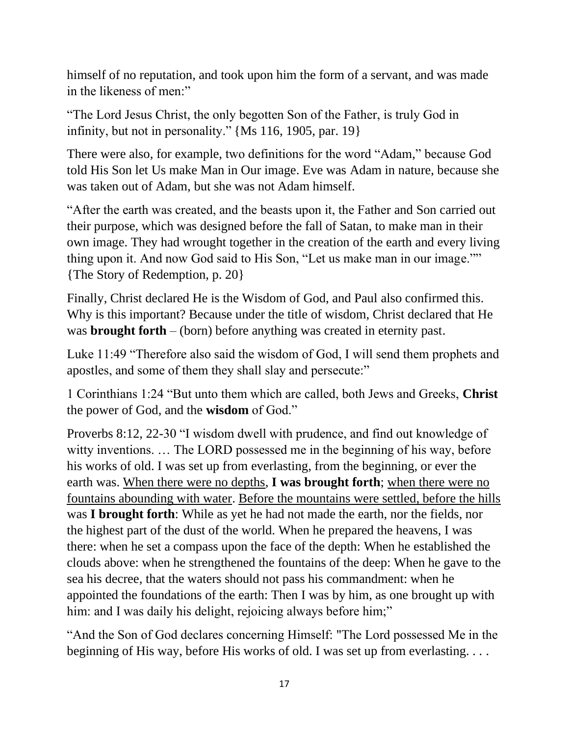himself of no reputation, and took upon him the form of a servant, and was made in the likeness of men:"

"The Lord Jesus Christ, the only begotten Son of the Father, is truly God in infinity, but not in personality." {Ms 116, 1905, par. 19}

There were also, for example, two definitions for the word "Adam," because God told His Son let Us make Man in Our image. Eve was Adam in nature, because she was taken out of Adam, but she was not Adam himself.

"After the earth was created, and the beasts upon it, the Father and Son carried out their purpose, which was designed before the fall of Satan, to make man in their own image. They had wrought together in the creation of the earth and every living thing upon it. And now God said to His Son, "Let us make man in our image."" {The Story of Redemption, p. 20}

Finally, Christ declared He is the Wisdom of God, and Paul also confirmed this. Why is this important? Because under the title of wisdom, Christ declared that He was **brought forth** – (born) before anything was created in eternity past.

Luke 11:49 "Therefore also said the wisdom of God, I will send them prophets and apostles, and some of them they shall slay and persecute:"

1 Corinthians 1:24 "But unto them which are called, both Jews and Greeks, **Christ** the power of God, and the **wisdom** of God."

Proverbs 8:12, 22-30 "I wisdom dwell with prudence, and find out knowledge of witty inventions. … The LORD possessed me in the beginning of his way, before his works of old. I was set up from everlasting, from the beginning, or ever the earth was. <u>When there were no depths</u>, **I was brought forth**; <u>when there were no fountains abounding with water</u>. <u>Before the mountains were settled, before the hills</u> was **I brought forth**: While as yet he had not made the earth, nor the fields, nor the highest part of the dust of the world. When he prepared the heavens, I was there: when he set a compass upon the face of the depth: When he established the clouds above: when he strengthened the fountains of the deep: When he gave to the sea his decree, that the waters should not pass his commandment: when he appointed the foundations of the earth: Then I was by him, as one brought up with him: and I was daily his delight, rejoicing always before him;"

"And the Son of God declares concerning Himself: "The Lord possessed Me in the beginning of His way, before His works of old. I was set up from everlasting. . . .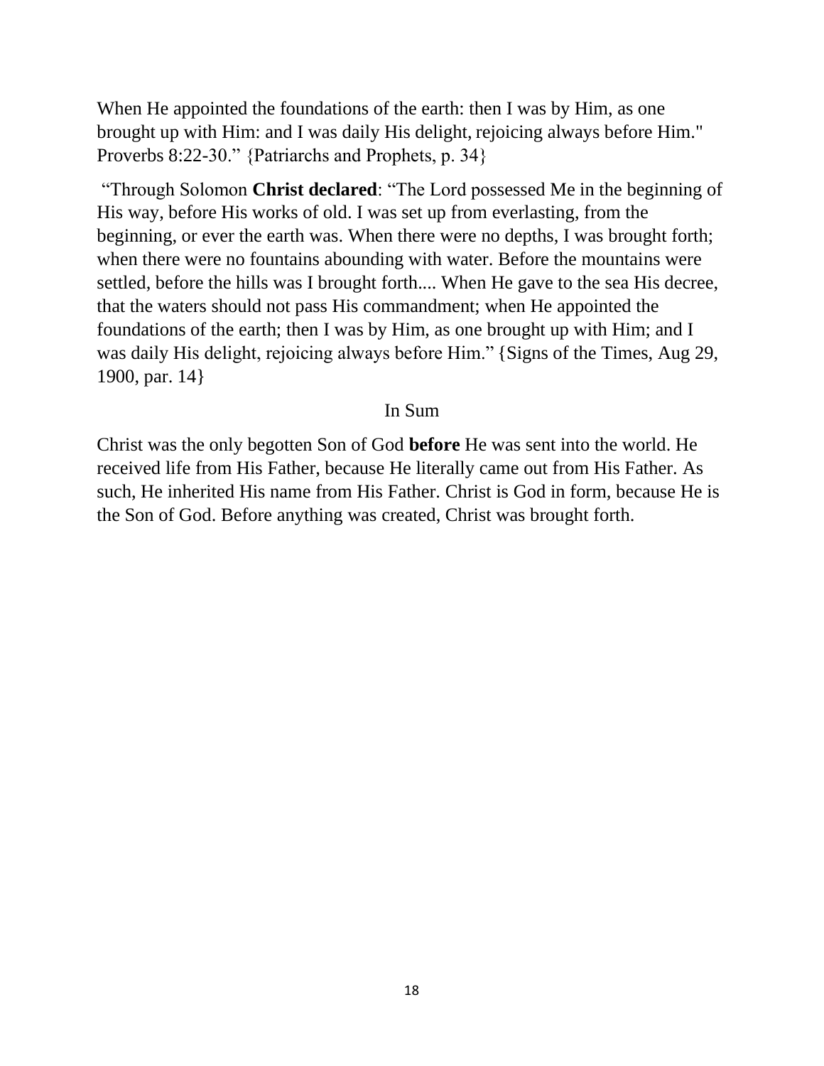When He appointed the foundations of the earth: then I was by Him, as one brought up with Him: and I was daily His delight, rejoicing always before Him." Proverbs 8:22-30." {Patriarchs and Prophets, p. 34}

"Through Solomon **Christ declared**: "The Lord possessed Me in the beginning of His way, before His works of old. I was set up from everlasting, from the beginning, or ever the earth was. When there were no depths, I was brought forth; when there were no fountains abounding with water. Before the mountains were settled, before the hills was I brought forth.... When He gave to the sea His decree, that the waters should not pass His commandment; when He appointed the foundations of the earth; then I was by Him, as one brought up with Him; and I was daily His delight, rejoicing always before Him." {Signs of the Times, Aug 29, 1900, par. 14}

## In Sum

Christ was the only begotten Son of God **before** He was sent into the world. He received life from His Father, because He literally came out from His Father. As such, He inherited His name from His Father. Christ is God in form, because He is the Son of God. Before anything was created, Christ was brought forth.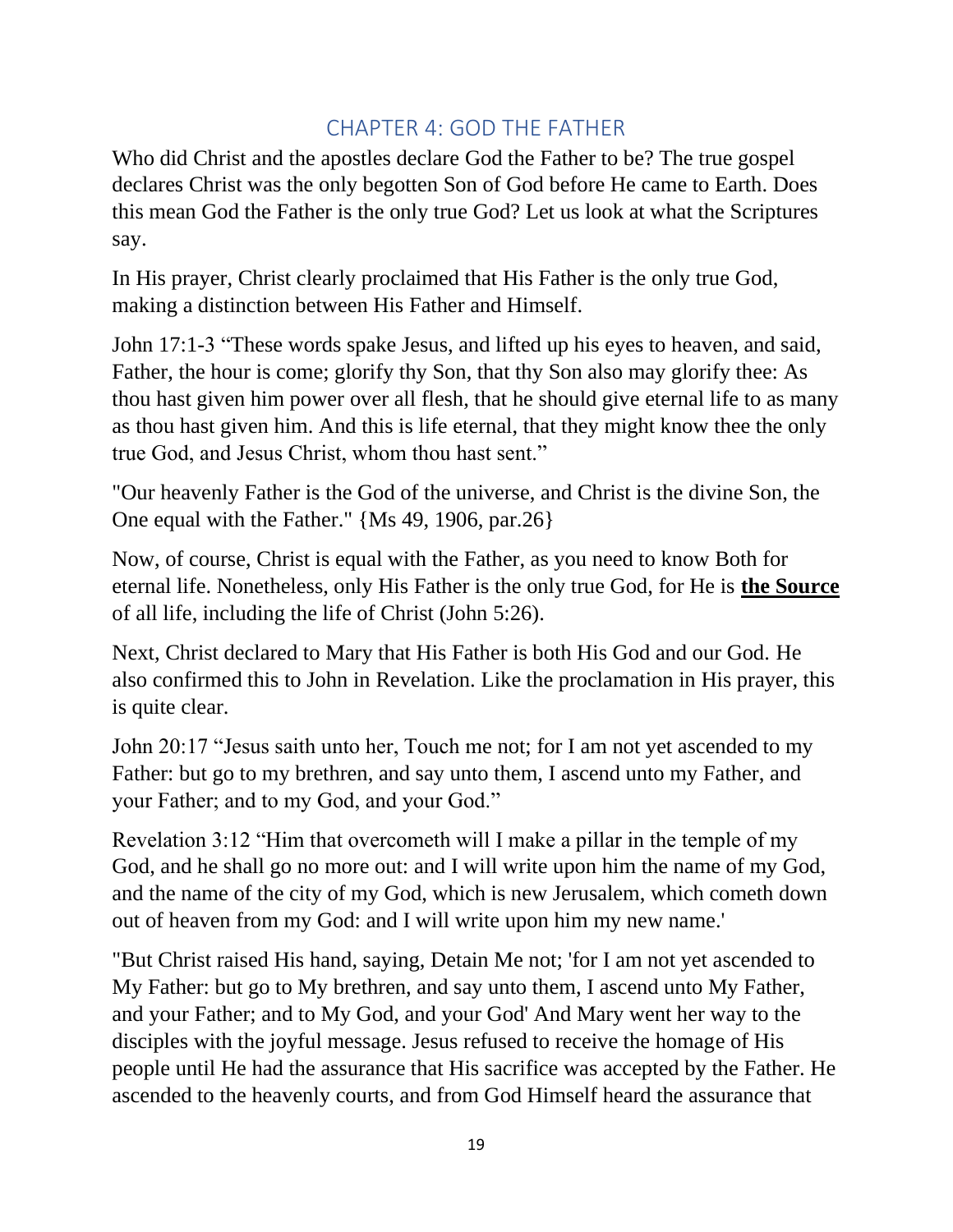## CHAPTER 4: GOD THE FATHER

Who did Christ and the apostles declare God the Father to be? The true gospel declares Christ was the only begotten Son of God before He came to Earth. Does this mean God the Father is the only true God? Let us look at what the Scriptures say.

In His prayer, Christ clearly proclaimed that His Father is the only true God, making a distinction between His Father and Himself.

John 17:1-3 "These words spake Jesus, and lifted up his eyes to heaven, and said, Father, the hour is come; glorify thy Son, that thy Son also may glorify thee: As thou hast given him power over all flesh, that he should give eternal life to as many as thou hast given him. And this is life eternal, that they might know thee the only true God, and Jesus Christ, whom thou hast sent."

"Our heavenly Father is the God of the universe, and Christ is the divine Son, the One equal with the Father." {Ms 49, 1906, par.26}

Now, of course, Christ is equal with the Father, as you need to know Both for eternal life. Nonetheless, only His Father is the only true God, for He is <u>**the Source**</u> of all life, including the life of Christ (John 5:26).

Next, Christ declared to Mary that His Father is both His God and our God. He also confirmed this to John in Revelation. Like the proclamation in His prayer, this is quite clear.

John 20:17 "Jesus saith unto her, Touch me not; for I am not yet ascended to my Father: but go to my brethren, and say unto them, I ascend unto my Father, and your Father; and to my God, and your God."

Revelation 3:12 "Him that overcometh will I make a pillar in the temple of my God, and he shall go no more out: and I will write upon him the name of my God, and the name of the city of my God, which is new Jerusalem, which cometh down out of heaven from my God: and I will write upon him my new name.'

"But Christ raised His hand, saying, Detain Me not; 'for I am not yet ascended to My Father: but go to My brethren, and say unto them, I ascend unto My Father, and your Father; and to My God, and your God' And Mary went her way to the disciples with the joyful message. Jesus refused to receive the homage of His people until He had the assurance that His sacrifice was accepted by the Father. He ascended to the heavenly courts, and from God Himself heard the assurance that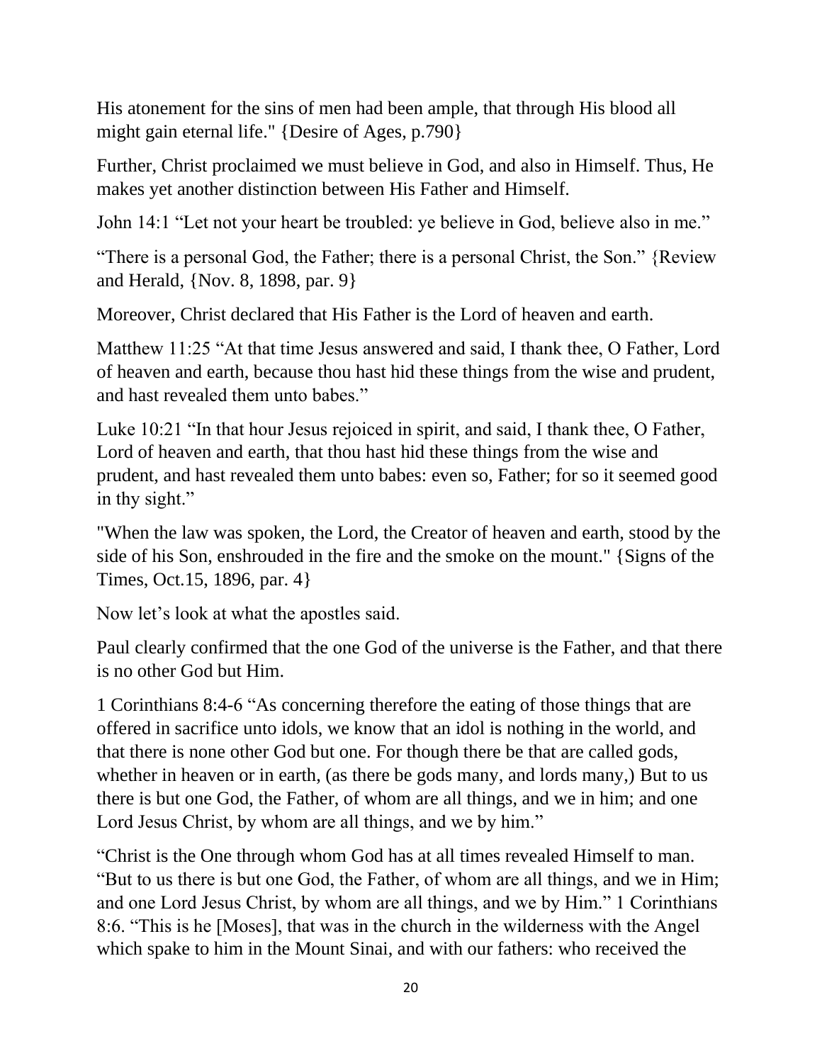His atonement for the sins of men had been ample, that through His blood all might gain eternal life." {Desire of Ages, p.790}

Further, Christ proclaimed we must believe in God, and also in Himself. Thus, He makes yet another distinction between His Father and Himself.

John 14:1 “Let not your heart be troubled: ye believe in God, believe also in me.”

“There is a personal God, the Father; there is a personal Christ, the Son.” {Review and Herald, {Nov. 8, 1898, par. 9}

Moreover, Christ declared that His Father is the Lord of heaven and earth.

Matthew 11:25 “At that time Jesus answered and said, I thank thee, O Father, Lord of heaven and earth, because thou hast hid these things from the wise and prudent, and hast revealed them unto babes.”

Luke 10:21 “In that hour Jesus rejoiced in spirit, and said, I thank thee, O Father, Lord of heaven and earth, that thou hast hid these things from the wise and prudent, and hast revealed them unto babes: even so, Father; for so it seemed good in thy sight.”

"When the law was spoken, the Lord, the Creator of heaven and earth, stood by the side of his Son, enshrouded in the fire and the smoke on the mount." {Signs of the Times, Oct.15, 1896, par. 4}

Now let’s look at what the apostles said.

Paul clearly confirmed that the one God of the universe is the Father, and that there is no other God but Him.

1 Corinthians 8:4-6 “As concerning therefore the eating of those things that are offered in sacrifice unto idols, we know that an idol is nothing in the world, and that there is none other God but one. For though there be that are called gods, whether in heaven or in earth, (as there be gods many, and lords many,) But to us there is but one God, the Father, of whom are all things, and we in him; and one Lord Jesus Christ, by whom are all things, and we by him.”

“Christ is the One through whom God has at all times revealed Himself to man. “But to us there is but one God, the Father, of whom are all things, and we in Him; and one Lord Jesus Christ, by whom are all things, and we by Him.” 1 Corinthians 8:6. “This is he [Moses], that was in the church in the wilderness with the Angel which spake to him in the Mount Sinai, and with our fathers: who received the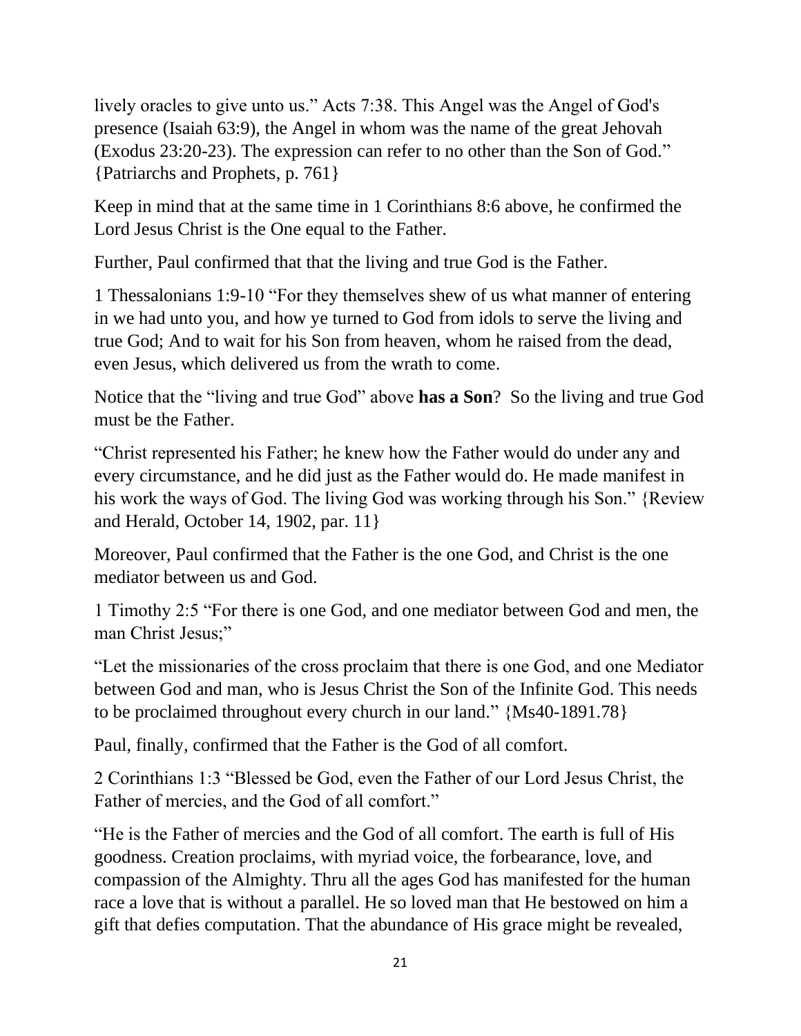lively oracles to give unto us." Acts 7:38. This Angel was the Angel of God's presence (Isaiah 63:9), the Angel in whom was the name of the great Jehovah (Exodus 23:20-23). The expression can refer to no other than the Son of God." {Patriarchs and Prophets, p. 761}

Keep in mind that at the same time in 1 Corinthians 8:6 above, he confirmed the Lord Jesus Christ is the One equal to the Father.

Further, Paul confirmed that that the living and true God is the Father.

1 Thessalonians 1:9-10 "For they themselves shew of us what manner of entering in we had unto you, and how ye turned to God from idols to serve the living and true God; And to wait for his Son from heaven, whom he raised from the dead, even Jesus, which delivered us from the wrath to come.

Notice that the "living and true God" above **has a Son**? So the living and true God must be the Father.

"Christ represented his Father; he knew how the Father would do under any and every circumstance, and he did just as the Father would do. He made manifest in his work the ways of God. The living God was working through his Son." {Review and Herald, October 14, 1902, par. 11}

Moreover, Paul confirmed that the Father is the one God, and Christ is the one mediator between us and God.

1 Timothy 2:5 "For there is one God, and one mediator between God and men, the man Christ Jesus;"

"Let the missionaries of the cross proclaim that there is one God, and one Mediator between God and man, who is Jesus Christ the Son of the Infinite God. This needs to be proclaimed throughout every church in our land." {Ms40-1891.78}

Paul, finally, confirmed that the Father is the God of all comfort.

2 Corinthians 1:3 "Blessed be God, even the Father of our Lord Jesus Christ, the Father of mercies, and the God of all comfort."

"He is the Father of mercies and the God of all comfort. The earth is full of His goodness. Creation proclaims, with myriad voice, the forbearance, love, and compassion of the Almighty. Thru all the ages God has manifested for the human race a love that is without a parallel. He so loved man that He bestowed on him a gift that defies computation. That the abundance of His grace might be revealed,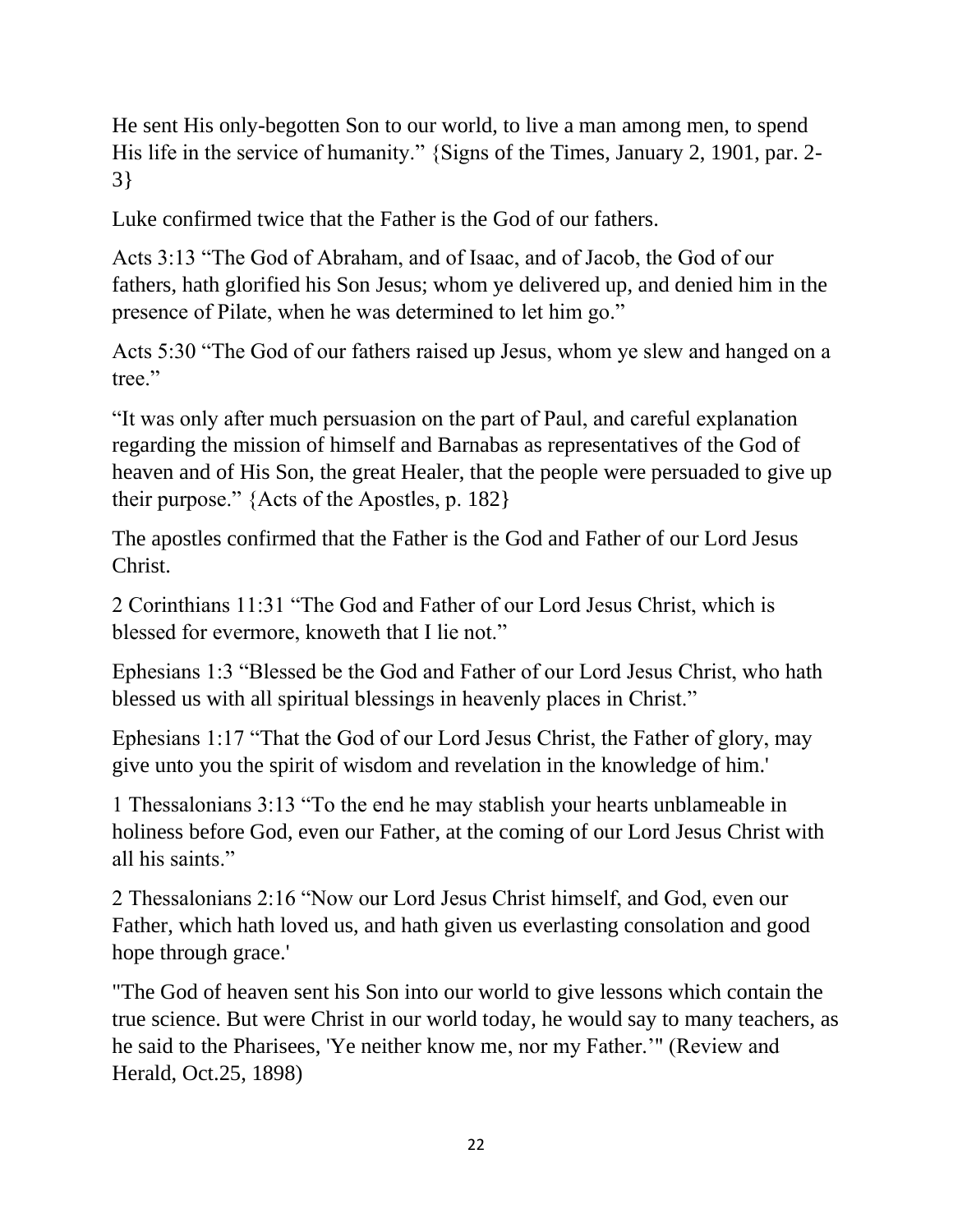He sent His only-begotten Son to our world, to live a man among men, to spend His life in the service of humanity." {Signs of the Times, January 2, 1901, par. 2-3}

Luke confirmed twice that the Father is the God of our fathers.

Acts 3:13 "The God of Abraham, and of Isaac, and of Jacob, the God of our fathers, hath glorified his Son Jesus; whom ye delivered up, and denied him in the presence of Pilate, when he was determined to let him go."

Acts 5:30 "The God of our fathers raised up Jesus, whom ye slew and hanged on a tree."

"It was only after much persuasion on the part of Paul, and careful explanation regarding the mission of himself and Barnabas as representatives of the God of heaven and of His Son, the great Healer, that the people were persuaded to give up their purpose." {Acts of the Apostles, p. 182}

The apostles confirmed that the Father is the God and Father of our Lord Jesus Christ.

2 Corinthians 11:31 "The God and Father of our Lord Jesus Christ, which is blessed for evermore, knoweth that I lie not."

Ephesians 1:3 "Blessed be the God and Father of our Lord Jesus Christ, who hath blessed us with all spiritual blessings in heavenly places in Christ."

Ephesians 1:17 "That the God of our Lord Jesus Christ, the Father of glory, may give unto you the spirit of wisdom and revelation in the knowledge of him.'

1 Thessalonians 3:13 "To the end he may stablish your hearts unblameable in holiness before God, even our Father, at the coming of our Lord Jesus Christ with all his saints."

2 Thessalonians 2:16 "Now our Lord Jesus Christ himself, and God, even our Father, which hath loved us, and hath given us everlasting consolation and good hope through grace.'

"The God of heaven sent his Son into our world to give lessons which contain the true science. But were Christ in our world today, he would say to many teachers, as he said to the Pharisees, 'Ye neither know me, nor my Father.'" (Review and Herald, Oct.25, 1898)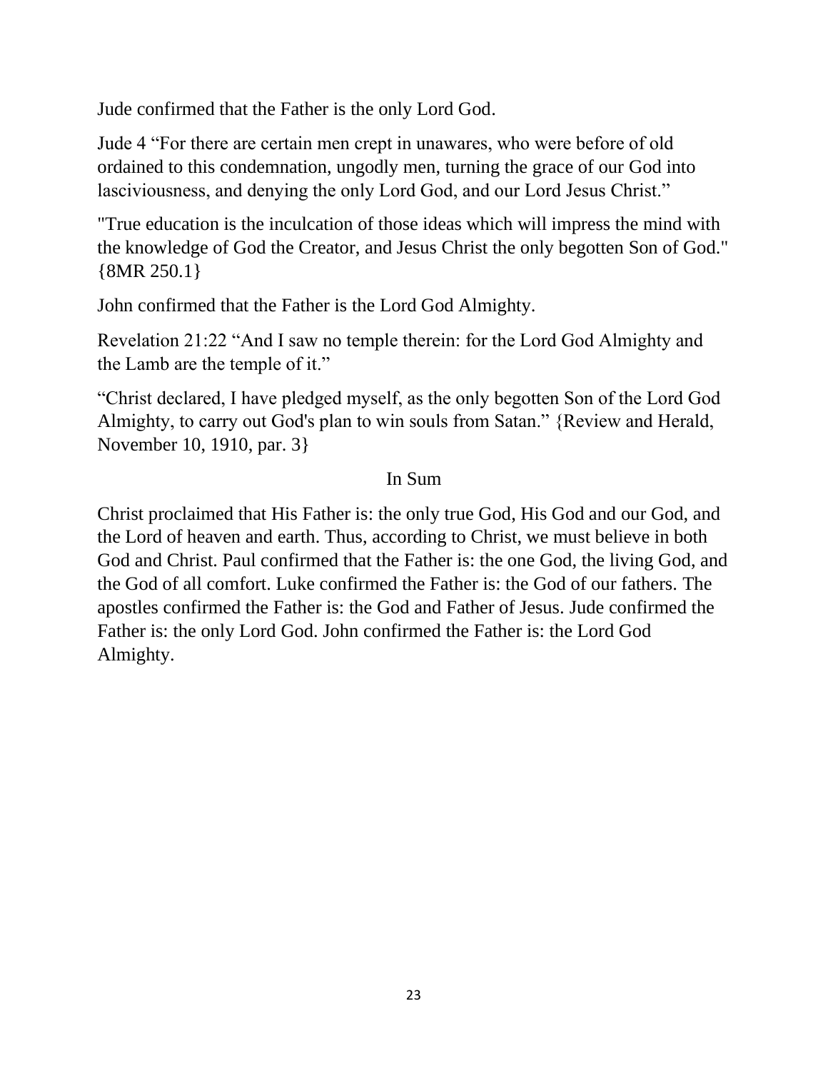Jude confirmed that the Father is the only Lord God.

Jude 4 “For there are certain men crept in unawares, who were before of old ordained to this condemnation, ungodly men, turning the grace of our God into lasciviousness, and denying the only Lord God, and our Lord Jesus Christ.”

"True education is the inculcation of those ideas which will impress the mind with the knowledge of God the Creator, and Jesus Christ the only begotten Son of God." {8MR 250.1}

John confirmed that the Father is the Lord God Almighty.

Revelation 21:22 “And I saw no temple therein: for the Lord God Almighty and the Lamb are the temple of it.”

“Christ declared, I have pledged myself, as the only begotten Son of the Lord God Almighty, to carry out God's plan to win souls from Satan.” {Review and Herald, November 10, 1910, par. 3}

## In Sum

Christ proclaimed that His Father is: the only true God, His God and our God, and the Lord of heaven and earth. Thus, according to Christ, we must believe in both God and Christ. Paul confirmed that the Father is: the one God, the living God, and the God of all comfort. Luke confirmed the Father is: the God of our fathers. The apostles confirmed the Father is: the God and Father of Jesus. Jude confirmed the Father is: the only Lord God. John confirmed the Father is: the Lord God Almighty.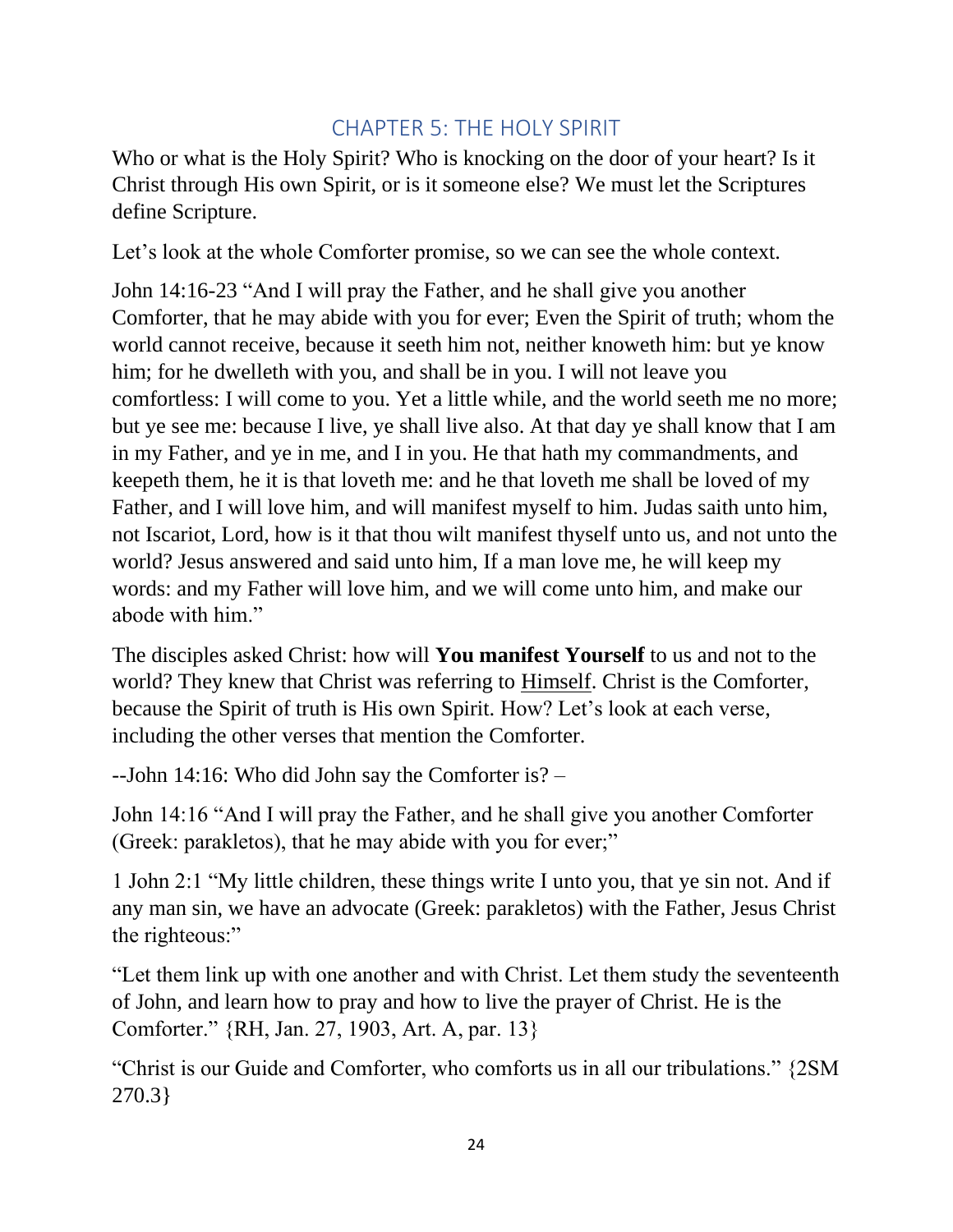# CHAPTER 5: THE HOLY SPIRIT

Who or what is the Holy Spirit? Who is knocking on the door of your heart? Is it Christ through His own Spirit, or is it someone else? We must let the Scriptures define Scripture.

Let's look at the whole Comforter promise, so we can see the whole context.

John 14:16-23 "And I will pray the Father, and he shall give you another Comforter, that he may abide with you for ever; Even the Spirit of truth; whom the world cannot receive, because it seeth him not, neither knoweth him: but ye know him; for he dwelleth with you, and shall be in you. I will not leave you comfortless: I will come to you. Yet a little while, and the world seeth me no more; but ye see me: because I live, ye shall live also. At that day ye shall know that I am in my Father, and ye in me, and I in you. He that hath my commandments, and keepeth them, he it is that loveth me: and he that loveth me shall be loved of my Father, and I will love him, and will manifest myself to him. Judas saith unto him, not Iscariot, Lord, how is it that thou wilt manifest thyself unto us, and not unto the world? Jesus answered and said unto him, If a man love me, he will keep my words: and my Father will love him, and we will come unto him, and make our abode with him."

The disciples asked Christ: how will **You manifest Yourself** to us and not to the world? They knew that Christ was referring to <u>Himself</u>. Christ is the Comforter, because the Spirit of truth is His own Spirit. How? Let's look at each verse, including the other verses that mention the Comforter.

--John 14:16: Who did John say the Comforter is? –

John 14:16 "And I will pray the Father, and he shall give you another Comforter (Greek: parakletos), that he may abide with you for ever;"

1 John 2:1 "My little children, these things write I unto you, that ye sin not. And if any man sin, we have an advocate (Greek: parakletos) with the Father, Jesus Christ the righteous:"

"Let them link up with one another and with Christ. Let them study the seventeenth of John, and learn how to pray and how to live the prayer of Christ. He is the Comforter." {RH, Jan. 27, 1903, Art. A, par. 13}

"Christ is our Guide and Comforter, who comforts us in all our tribulations." {2SM 270.3}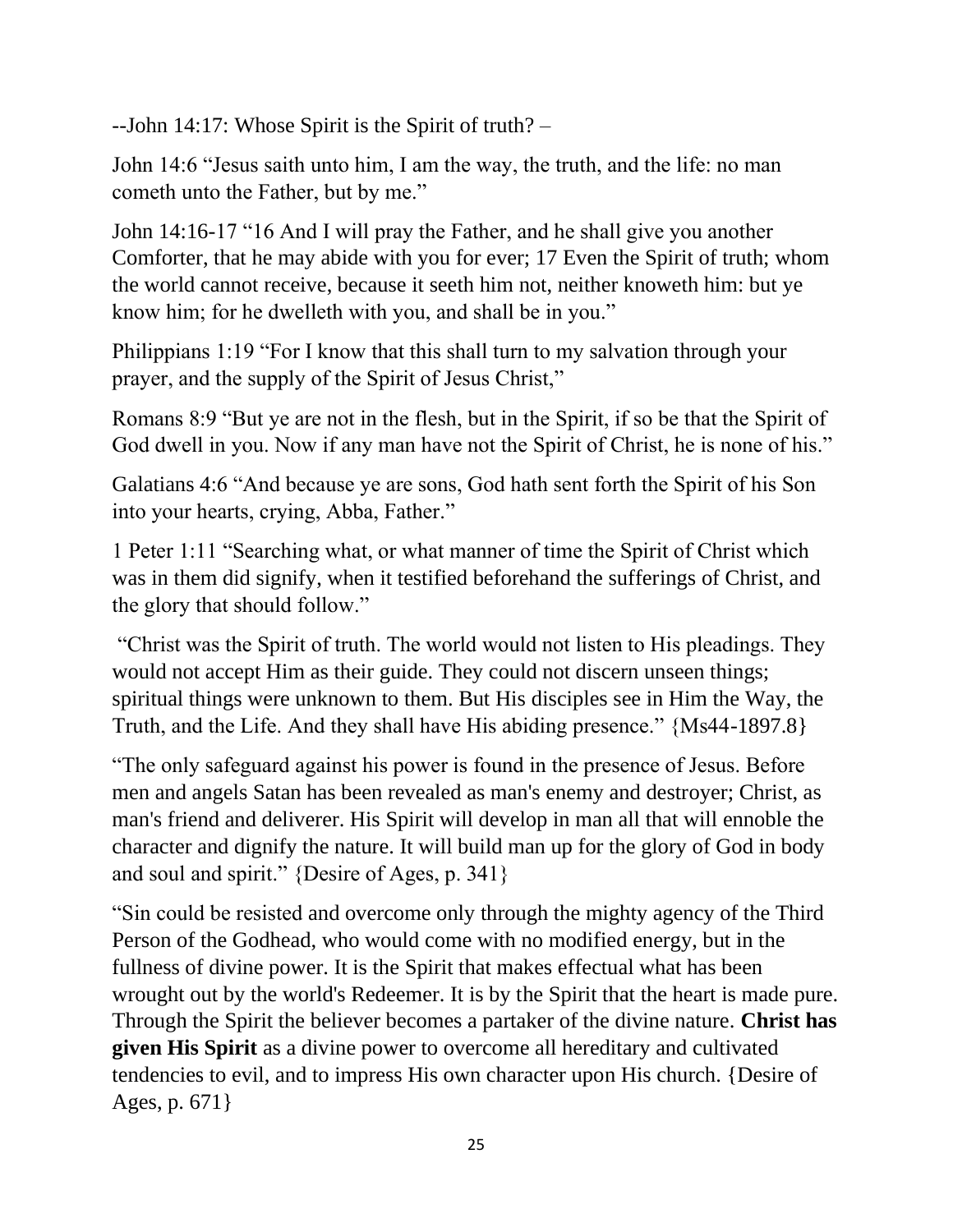--John 14:17: Whose Spirit is the Spirit of truth? –

John 14:6 "Jesus saith unto him, I am the way, the truth, and the life: no man cometh unto the Father, but by me."

John 14:16-17 "16 And I will pray the Father, and he shall give you another Comforter, that he may abide with you for ever; 17 Even the Spirit of truth; whom the world cannot receive, because it seeth him not, neither knoweth him: but ye know him; for he dwelleth with you, and shall be in you."

Philippians 1:19 "For I know that this shall turn to my salvation through your prayer, and the supply of the Spirit of Jesus Christ,"

Romans 8:9 "But ye are not in the flesh, but in the Spirit, if so be that the Spirit of God dwell in you. Now if any man have not the Spirit of Christ, he is none of his."

Galatians 4:6 "And because ye are sons, God hath sent forth the Spirit of his Son into your hearts, crying, Abba, Father."

1 Peter 1:11 "Searching what, or what manner of time the Spirit of Christ which was in them did signify, when it testified beforehand the sufferings of Christ, and the glory that should follow."

"Christ was the Spirit of truth. The world would not listen to His pleadings. They would not accept Him as their guide. They could not discern unseen things; spiritual things were unknown to them. But His disciples see in Him the Way, the Truth, and the Life. And they shall have His abiding presence." {Ms44-1897.8}

"The only safeguard against his power is found in the presence of Jesus. Before men and angels Satan has been revealed as man's enemy and destroyer; Christ, as man's friend and deliverer. His Spirit will develop in man all that will ennoble the character and dignify the nature. It will build man up for the glory of God in body and soul and spirit." {Desire of Ages, p. 341}

"Sin could be resisted and overcome only through the mighty agency of the Third Person of the Godhead, who would come with no modified energy, but in the fullness of divine power. It is the Spirit that makes effectual what has been wrought out by the world's Redeemer. It is by the Spirit that the heart is made pure. Through the Spirit the believer becomes a partaker of the divine nature. **Christ has given His Spirit** as a divine power to overcome all hereditary and cultivated tendencies to evil, and to impress His own character upon His church. {Desire of Ages, p. 671}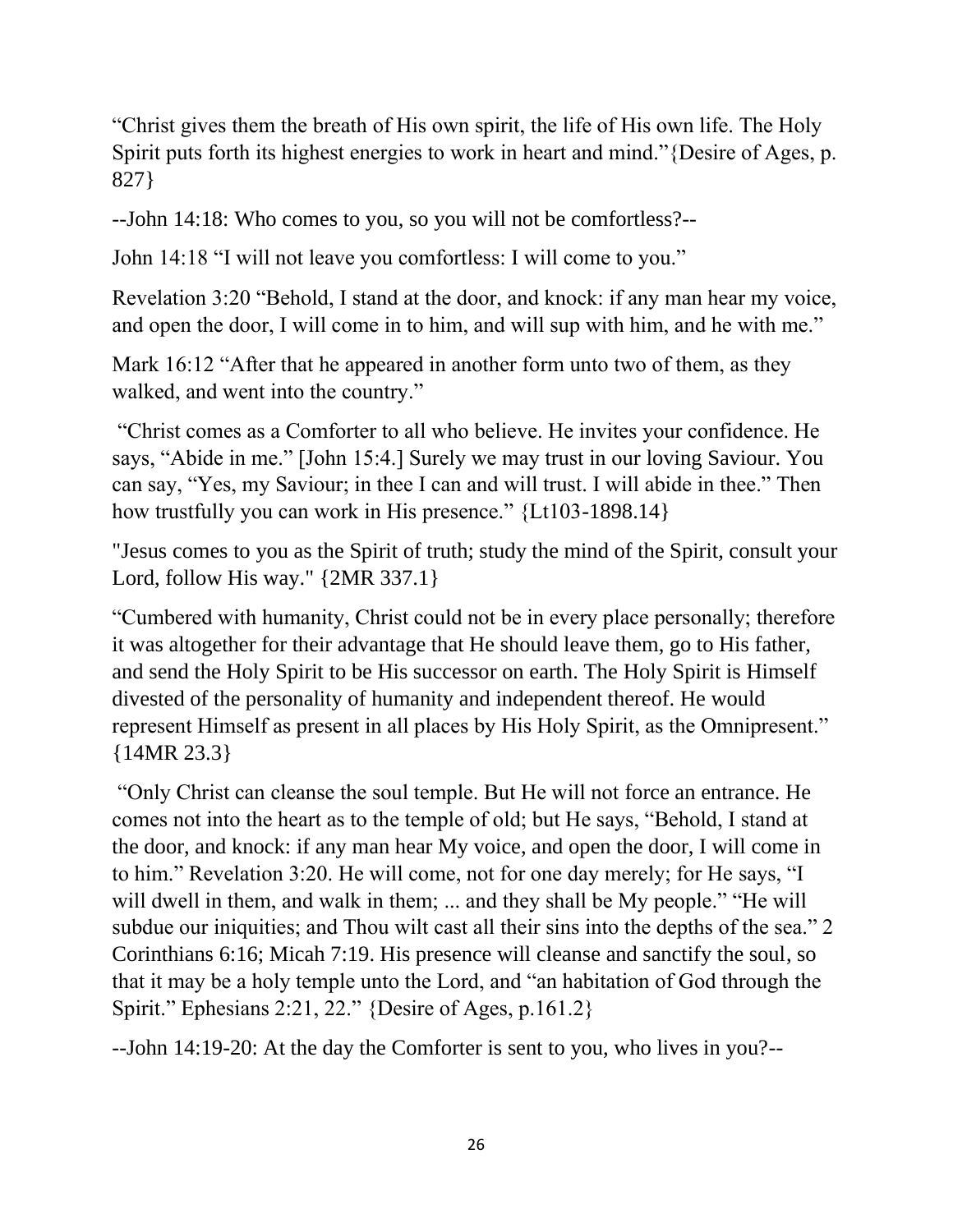"Christ gives them the breath of His own spirit, the life of His own life. The Holy Spirit puts forth its highest energies to work in heart and mind."{Desire of Ages, p. 827}

--John 14:18: Who comes to you, so you will not be comfortless?--

John 14:18 "I will not leave you comfortless: I will come to you."

Revelation 3:20 "Behold, I stand at the door, and knock: if any man hear my voice, and open the door, I will come in to him, and will sup with him, and he with me."

Mark 16:12 "After that he appeared in another form unto two of them, as they walked, and went into the country."

"Christ comes as a Comforter to all who believe. He invites your confidence. He says, "Abide in me." [John 15:4.] Surely we may trust in our loving Saviour. You can say, "Yes, my Saviour; in thee I can and will trust. I will abide in thee." Then how trustfully you can work in His presence." {Lt103-1898.14}

"Jesus comes to you as the Spirit of truth; study the mind of the Spirit, consult your Lord, follow His way." {2MR 337.1}

"Cumbered with humanity, Christ could not be in every place personally; therefore it was altogether for their advantage that He should leave them, go to His father, and send the Holy Spirit to be His successor on earth. The Holy Spirit is Himself divested of the personality of humanity and independent thereof. He would represent Himself as present in all places by His Holy Spirit, as the Omnipresent." {14MR 23.3}

"Only Christ can cleanse the soul temple. But He will not force an entrance. He comes not into the heart as to the temple of old; but He says, "Behold, I stand at the door, and knock: if any man hear My voice, and open the door, I will come in to him." Revelation 3:20. He will come, not for one day merely; for He says, "I will dwell in them, and walk in them; ... and they shall be My people." "He will subdue our iniquities; and Thou wilt cast all their sins into the depths of the sea." 2 Corinthians 6:16; Micah 7:19. His presence will cleanse and sanctify the soul, so that it may be a holy temple unto the Lord, and "an habitation of God through the Spirit." Ephesians 2:21, 22." {Desire of Ages, p.161.2}

--John 14:19-20: At the day the Comforter is sent to you, who lives in you?--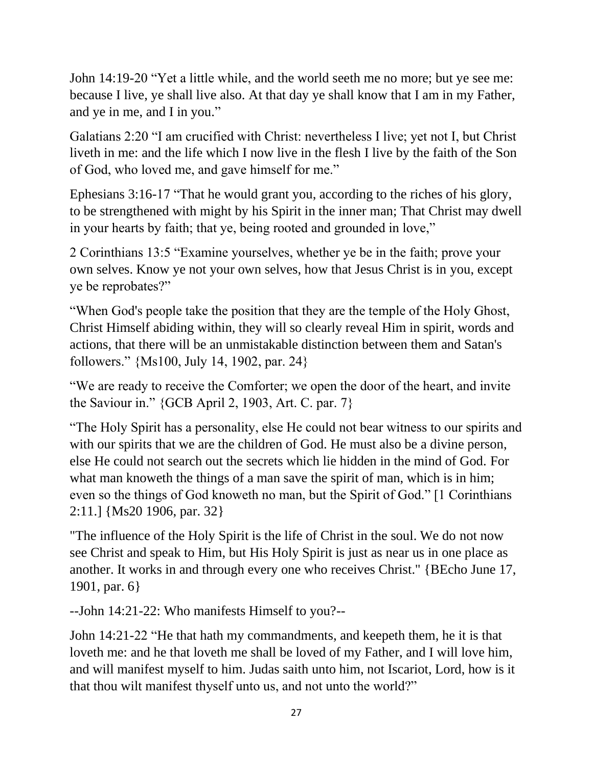John 14:19-20 "Yet a little while, and the world seeth me no more; but ye see me: because I live, ye shall live also. At that day ye shall know that I am in my Father, and ye in me, and I in you."

Galatians 2:20 "I am crucified with Christ: nevertheless I live; yet not I, but Christ liveth in me: and the life which I now live in the flesh I live by the faith of the Son of God, who loved me, and gave himself for me."

Ephesians 3:16-17 "That he would grant you, according to the riches of his glory, to be strengthened with might by his Spirit in the inner man; That Christ may dwell in your hearts by faith; that ye, being rooted and grounded in love,"

2 Corinthians 13:5 "Examine yourselves, whether ye be in the faith; prove your own selves. Know ye not your own selves, how that Jesus Christ is in you, except ye be reprobates?"

"When God's people take the position that they are the temple of the Holy Ghost, Christ Himself abiding within, they will so clearly reveal Him in spirit, words and actions, that there will be an unmistakable distinction between them and Satan's followers." {Ms100, July 14, 1902, par. 24}

"We are ready to receive the Comforter; we open the door of the heart, and invite the Saviour in." {GCB April 2, 1903, Art. C. par. 7}

"The Holy Spirit has a personality, else He could not bear witness to our spirits and with our spirits that we are the children of God. He must also be a divine person, else He could not search out the secrets which lie hidden in the mind of God. For what man knoweth the things of a man save the spirit of man, which is in him; even so the things of God knoweth no man, but the Spirit of God." [1 Corinthians 2:11.] {Ms20 1906, par. 32}

"The influence of the Holy Spirit is the life of Christ in the soul. We do not now see Christ and speak to Him, but His Holy Spirit is just as near us in one place as another. It works in and through every one who receives Christ." {BEcho June 17, 1901, par. 6}

--John 14:21-22: Who manifests Himself to you?--

John 14:21-22 "He that hath my commandments, and keepeth them, he it is that loveth me: and he that loveth me shall be loved of my Father, and I will love him, and will manifest myself to him. Judas saith unto him, not Iscariot, Lord, how is it that thou wilt manifest thyself unto us, and not unto the world?"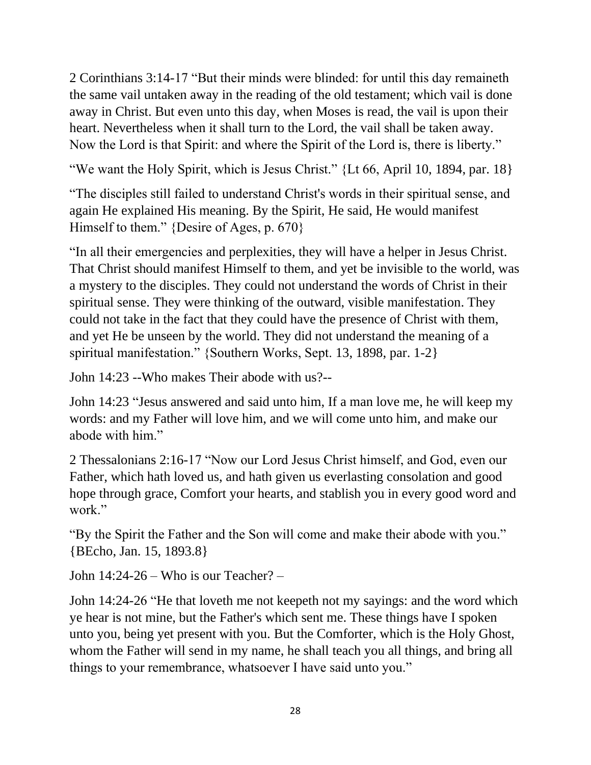2 Corinthians 3:14-17 “But their minds were blinded: for until this day remaineth the same vail untaken away in the reading of the old testament; which vail is done away in Christ. But even unto this day, when Moses is read, the vail is upon their heart. Nevertheless when it shall turn to the Lord, the vail shall be taken away. Now the Lord is that Spirit: and where the Spirit of the Lord is, there is liberty.”

“We want the Holy Spirit, which is Jesus Christ.” {Lt 66, April 10, 1894, par. 18}

“The disciples still failed to understand Christ's words in their spiritual sense, and again He explained His meaning. By the Spirit, He said, He would manifest Himself to them.” {Desire of Ages, p. 670}

“In all their emergencies and perplexities, they will have a helper in Jesus Christ. That Christ should manifest Himself to them, and yet be invisible to the world, was a mystery to the disciples. They could not understand the words of Christ in their spiritual sense. They were thinking of the outward, visible manifestation. They could not take in the fact that they could have the presence of Christ with them, and yet He be unseen by the world. They did not understand the meaning of a spiritual manifestation.” {Southern Works, Sept. 13, 1898, par. 1-2}

John 14:23 --Who makes Their abode with us?--

John 14:23 “Jesus answered and said unto him, If a man love me, he will keep my words: and my Father will love him, and we will come unto him, and make our abode with him.”

2 Thessalonians 2:16-17 “Now our Lord Jesus Christ himself, and God, even our Father, which hath loved us, and hath given us everlasting consolation and good hope through grace, Comfort your hearts, and stablish you in every good word and work.”

“By the Spirit the Father and the Son will come and make their abode with you.” {BEcho, Jan. 15, 1893.8}

John 14:24-26 – Who is our Teacher? –

John 14:24-26 “He that loveth me not keepeth not my sayings: and the word which ye hear is not mine, but the Father's which sent me. These things have I spoken unto you, being yet present with you. But the Comforter, which is the Holy Ghost, whom the Father will send in my name, he shall teach you all things, and bring all things to your remembrance, whatsoever I have said unto you.”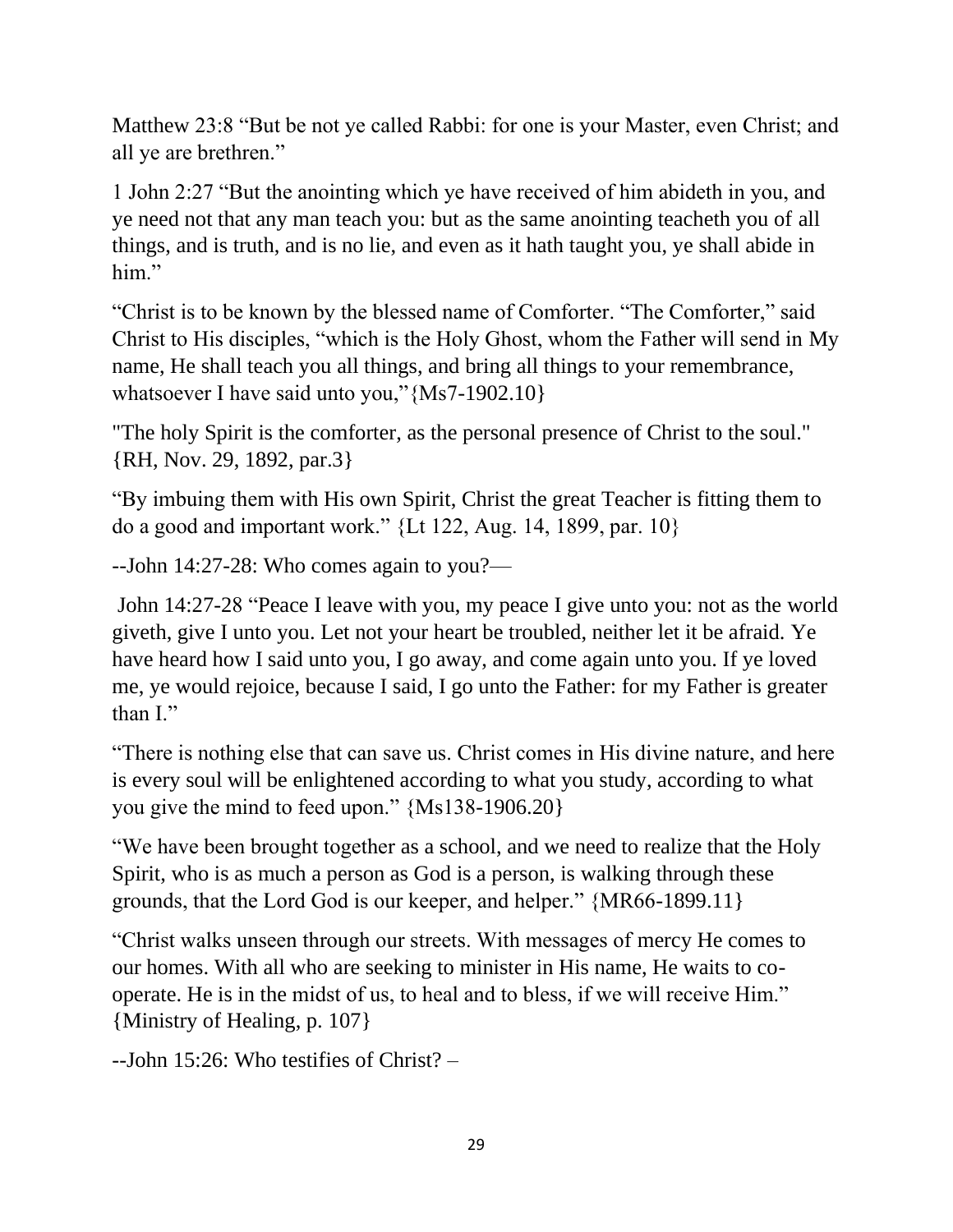Matthew 23:8 “But be not ye called Rabbi: for one is your Master, even Christ; and all ye are brethren.”

1 John 2:27 “But the anointing which ye have received of him abideth in you, and ye need not that any man teach you: but as the same anointing teacheth you of all things, and is truth, and is no lie, and even as it hath taught you, ye shall abide in him.”

“Christ is to be known by the blessed name of Comforter. “The Comforter,” said Christ to His disciples, “which is the Holy Ghost, whom the Father will send in My name, He shall teach you all things, and bring all things to your remembrance, whatsoever I have said unto you,”{Ms7-1902.10}

"The holy Spirit is the comforter, as the personal presence of Christ to the soul." {RH, Nov. 29, 1892, par.3}

“By imbuing them with His own Spirit, Christ the great Teacher is fitting them to do a good and important work.” {Lt 122, Aug. 14, 1899, par. 10}

--John 14:27-28: Who comes again to you?—

John 14:27-28 “Peace I leave with you, my peace I give unto you: not as the world giveth, give I unto you. Let not your heart be troubled, neither let it be afraid. Ye have heard how I said unto you, I go away, and come again unto you. If ye loved me, ye would rejoice, because I said, I go unto the Father: for my Father is greater than I.”

“There is nothing else that can save us. Christ comes in His divine nature, and here is every soul will be enlightened according to what you study, according to what you give the mind to feed upon.” {Ms138-1906.20}

“We have been brought together as a school, and we need to realize that the Holy Spirit, who is as much a person as God is a person, is walking through these grounds, that the Lord God is our keeper, and helper.” {MR66-1899.11}

“Christ walks unseen through our streets. With messages of mercy He comes to our homes. With all who are seeking to minister in His name, He waits to co-operate. He is in the midst of us, to heal and to bless, if we will receive Him.” {Ministry of Healing, p. 107}

--John 15:26: Who testifies of Christ? –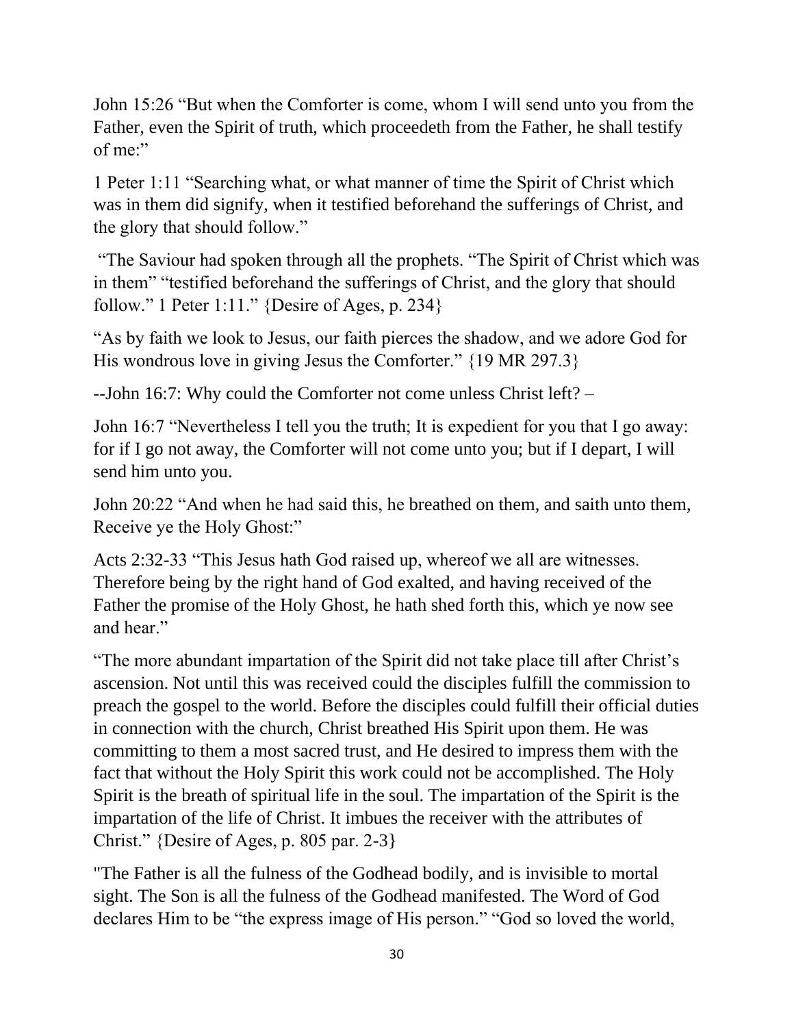John 15:26 “But when the Comforter is come, whom I will send unto you from the Father, even the Spirit of truth, which proceedeth from the Father, he shall testify of me:”

1 Peter 1:11 “Searching what, or what manner of time the Spirit of Christ which was in them did signify, when it testified beforehand the sufferings of Christ, and the glory that should follow.”

“The Saviour had spoken through all the prophets. “The Spirit of Christ which was in them” “testified beforehand the sufferings of Christ, and the glory that should follow.” 1 Peter 1:11.” {Desire of Ages, p. 234}

“As by faith we look to Jesus, our faith pierces the shadow, and we adore God for His wondrous love in giving Jesus the Comforter.” {19 MR 297.3}

--John 16:7: Why could the Comforter not come unless Christ left? –

John 16:7 “Nevertheless I tell you the truth; It is expedient for you that I go away: for if I go not away, the Comforter will not come unto you; but if I depart, I will send him unto you.

John 20:22 “And when he had said this, he breathed on them, and saith unto them, Receive ye the Holy Ghost:”

Acts 2:32-33 “This Jesus hath God raised up, whereof we all are witnesses. Therefore being by the right hand of God exalted, and having received of the Father the promise of the Holy Ghost, he hath shed forth this, which ye now see and hear.”

“The more abundant impartation of the Spirit did not take place till after Christ’s ascension. Not until this was received could the disciples fulfill the commission to preach the gospel to the world. Before the disciples could fulfill their official duties in connection with the church, Christ breathed His Spirit upon them. He was committing to them a most sacred trust, and He desired to impress them with the fact that without the Holy Spirit this work could not be accomplished. The Holy Spirit is the breath of spiritual life in the soul. The impartation of the Spirit is the impartation of the life of Christ. It imbues the receiver with the attributes of Christ.” {Desire of Ages, p. 805 par. 2-3}

"The Father is all the fulness of the Godhead bodily, and is invisible to mortal sight. The Son is all the fulness of the Godhead manifested. The Word of God declares Him to be “the express image of His person.” “God so loved the world,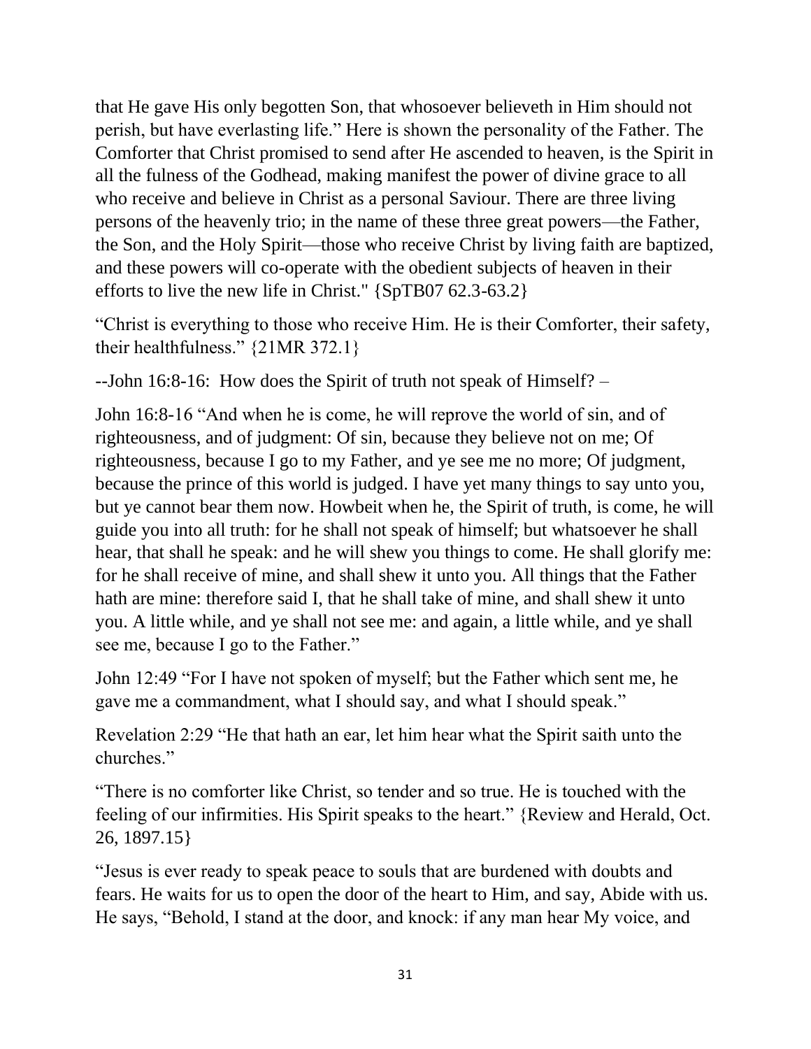that He gave His only begotten Son, that whosoever believeth in Him should not perish, but have everlasting life." Here is shown the personality of the Father. The Comforter that Christ promised to send after He ascended to heaven, is the Spirit in all the fulness of the Godhead, making manifest the power of divine grace to all who receive and believe in Christ as a personal Saviour. There are three living persons of the heavenly trio; in the name of these three great powers—the Father, the Son, and the Holy Spirit—those who receive Christ by living faith are baptized, and these powers will co-operate with the obedient subjects of heaven in their efforts to live the new life in Christ." {SpTB07 62.3-63.2}

"Christ is everything to those who receive Him. He is their Comforter, their safety, their healthfulness." {21MR 372.1}

--John 16:8-16: How does the Spirit of truth not speak of Himself? –

John 16:8-16 "And when he is come, he will reprove the world of sin, and of righteousness, and of judgment: Of sin, because they believe not on me; Of righteousness, because I go to my Father, and ye see me no more; Of judgment, because the prince of this world is judged. I have yet many things to say unto you, but ye cannot bear them now. Howbeit when he, the Spirit of truth, is come, he will guide you into all truth: for he shall not speak of himself; but whatsoever he shall hear, that shall he speak: and he will shew you things to come. He shall glorify me: for he shall receive of mine, and shall shew it unto you. All things that the Father hath are mine: therefore said I, that he shall take of mine, and shall shew it unto you. A little while, and ye shall not see me: and again, a little while, and ye shall see me, because I go to the Father."

John 12:49 "For I have not spoken of myself; but the Father which sent me, he gave me a commandment, what I should say, and what I should speak."

Revelation 2:29 "He that hath an ear, let him hear what the Spirit saith unto the churches."

"There is no comforter like Christ, so tender and so true. He is touched with the feeling of our infirmities. His Spirit speaks to the heart." {Review and Herald, Oct. 26, 1897.15}

"Jesus is ever ready to speak peace to souls that are burdened with doubts and fears. He waits for us to open the door of the heart to Him, and say, Abide with us. He says, "Behold, I stand at the door, and knock: if any man hear My voice, and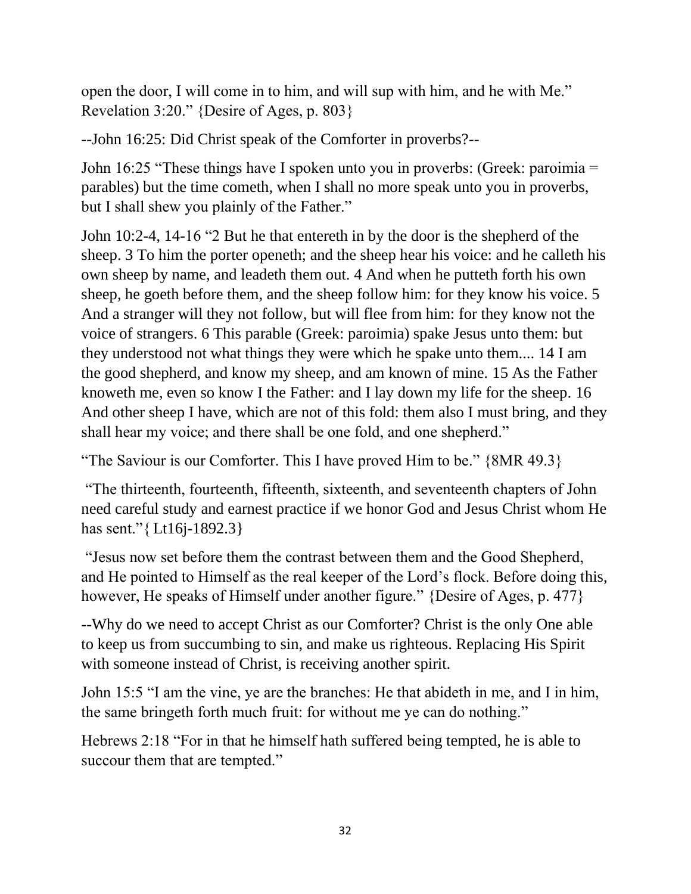open the door, I will come in to him, and will sup with him, and he with Me." Revelation 3:20." {Desire of Ages, p. 803}

--John 16:25: Did Christ speak of the Comforter in proverbs?--

John 16:25 "These things have I spoken unto you in proverbs: (Greek: paroimia = parables) but the time cometh, when I shall no more speak unto you in proverbs, but I shall shew you plainly of the Father."

John 10:2-4, 14-16 "2 But he that entereth in by the door is the shepherd of the sheep. 3 To him the porter openeth; and the sheep hear his voice: and he calleth his own sheep by name, and leadeth them out. 4 And when he putteth forth his own sheep, he goeth before them, and the sheep follow him: for they know his voice. 5 And a stranger will they not follow, but will flee from him: for they know not the voice of strangers. 6 This parable (Greek: paroimia) spake Jesus unto them: but they understood not what things they were which he spake unto them.... 14 I am the good shepherd, and know my sheep, and am known of mine. 15 As the Father knoweth me, even so know I the Father: and I lay down my life for the sheep. 16 And other sheep I have, which are not of this fold: them also I must bring, and they shall hear my voice; and there shall be one fold, and one shepherd."

"The Saviour is our Comforter. This I have proved Him to be." {8MR 49.3}

"The thirteenth, fourteenth, fifteenth, sixteenth, and seventeenth chapters of John need careful study and earnest practice if we honor God and Jesus Christ whom He has sent."{ Lt16j-1892.3}

"Jesus now set before them the contrast between them and the Good Shepherd, and He pointed to Himself as the real keeper of the Lord's flock. Before doing this, however, He speaks of Himself under another figure." {Desire of Ages, p. 477}

--Why do we need to accept Christ as our Comforter? Christ is the only One able to keep us from succumbing to sin, and make us righteous. Replacing His Spirit with someone instead of Christ, is receiving another spirit.

John 15:5 "I am the vine, ye are the branches: He that abideth in me, and I in him, the same bringeth forth much fruit: for without me ye can do nothing."

Hebrews 2:18 "For in that he himself hath suffered being tempted, he is able to succour them that are tempted."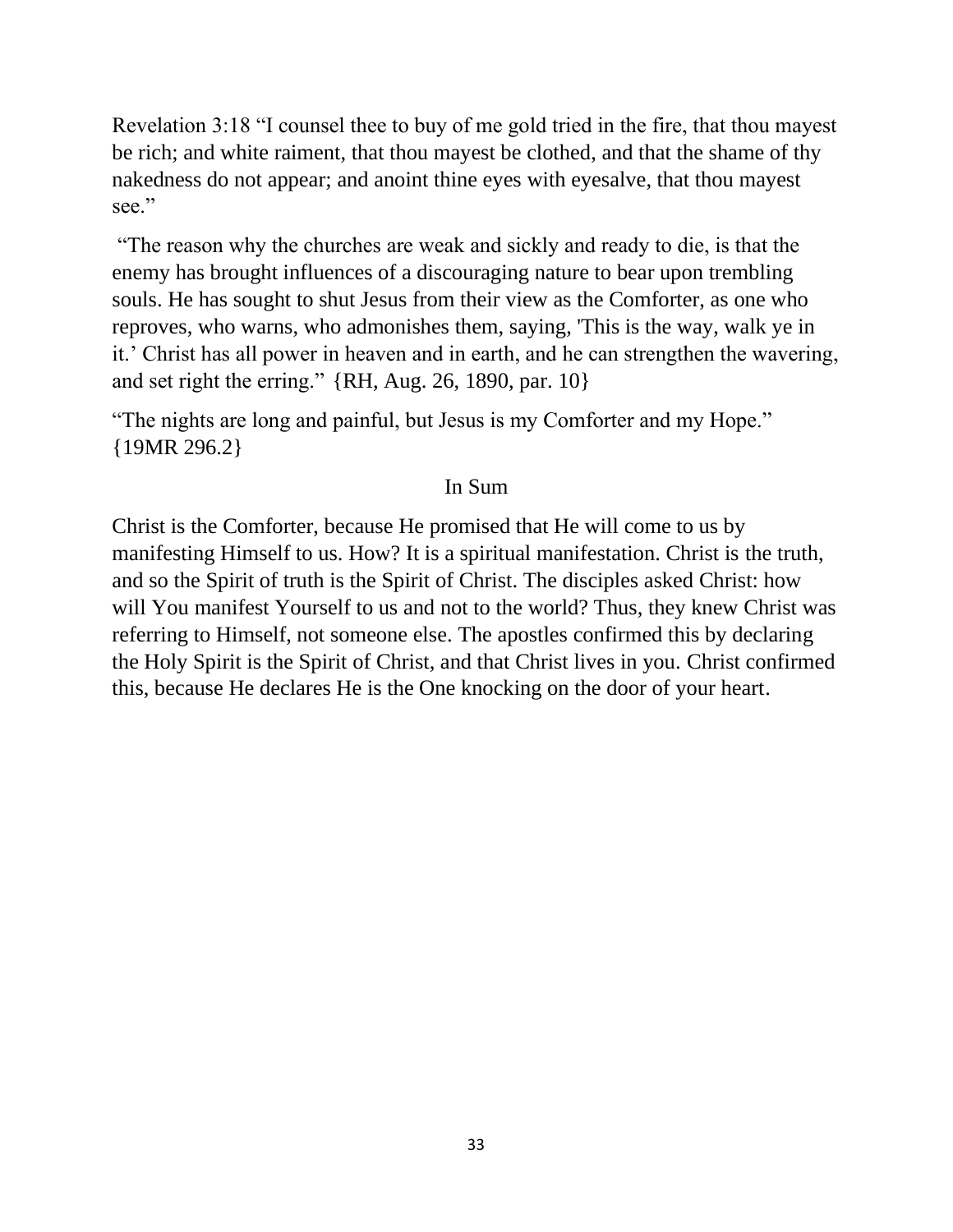Revelation 3:18 “I counsel thee to buy of me gold tried in the fire, that thou mayest be rich; and white raiment, that thou mayest be clothed, and that the shame of thy nakedness do not appear; and anoint thine eyes with eyesalve, that thou mayest see.”

“The reason why the churches are weak and sickly and ready to die, is that the enemy has brought influences of a discouraging nature to bear upon trembling souls. He has sought to shut Jesus from their view as the Comforter, as one who reproves, who warns, who admonishes them, saying, 'This is the way, walk ye in it.’ Christ has all power in heaven and in earth, and he can strengthen the wavering, and set right the erring.” {RH, Aug. 26, 1890, par. 10}

“The nights are long and painful, but Jesus is my Comforter and my Hope.” {19MR 296.2}

## In Sum

Christ is the Comforter, because He promised that He will come to us by manifesting Himself to us. How? It is a spiritual manifestation. Christ is the truth, and so the Spirit of truth is the Spirit of Christ. The disciples asked Christ: how will You manifest Yourself to us and not to the world? Thus, they knew Christ was referring to Himself, not someone else. The apostles confirmed this by declaring the Holy Spirit is the Spirit of Christ, and that Christ lives in you. Christ confirmed this, because He declares He is the One knocking on the door of your heart.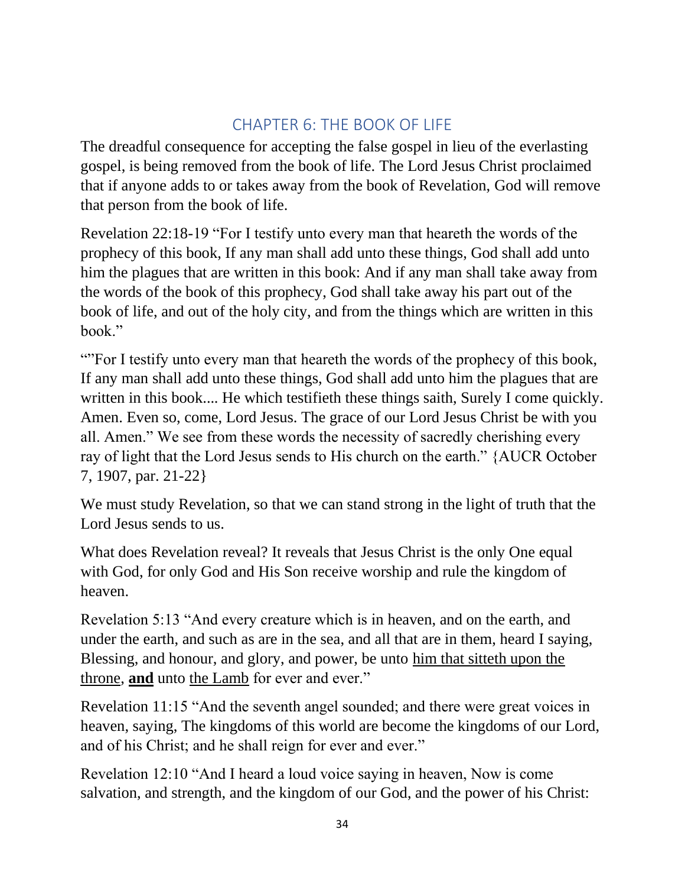## CHAPTER 6: THE BOOK OF LIFE

The dreadful consequence for accepting the false gospel in lieu of the everlasting gospel, is being removed from the book of life. The Lord Jesus Christ proclaimed that if anyone adds to or takes away from the book of Revelation, God will remove that person from the book of life.

Revelation 22:18-19 "For I testify unto every man that heareth the words of the prophecy of this book, If any man shall add unto these things, God shall add unto him the plagues that are written in this book: And if any man shall take away from the words of the book of this prophecy, God shall take away his part out of the book of life, and out of the holy city, and from the things which are written in this book."

""For I testify unto every man that heareth the words of the prophecy of this book, If any man shall add unto these things, God shall add unto him the plagues that are written in this book.... He which testifieth these things saith, Surely I come quickly. Amen. Even so, come, Lord Jesus. The grace of our Lord Jesus Christ be with you all. Amen." We see from these words the necessity of sacredly cherishing every ray of light that the Lord Jesus sends to His church on the earth." {AUCR October 7, 1907, par. 21-22}

We must study Revelation, so that we can stand strong in the light of truth that the Lord Jesus sends to us.

What does Revelation reveal? It reveals that Jesus Christ is the only One equal with God, for only God and His Son receive worship and rule the kingdom of heaven.

Revelation 5:13 "And every creature which is in heaven, and on the earth, and under the earth, and such as are in the sea, and all that are in them, heard I saying, Blessing, and honour, and glory, and power, be unto <u>him that sitteth upon the throne</u>, <u>**and**</u> unto <u>the Lamb</u> for ever and ever."

Revelation 11:15 "And the seventh angel sounded; and there were great voices in heaven, saying, The kingdoms of this world are become the kingdoms of our Lord, and of his Christ; and he shall reign for ever and ever."

Revelation 12:10 "And I heard a loud voice saying in heaven, Now is come salvation, and strength, and the kingdom of our God, and the power of his Christ: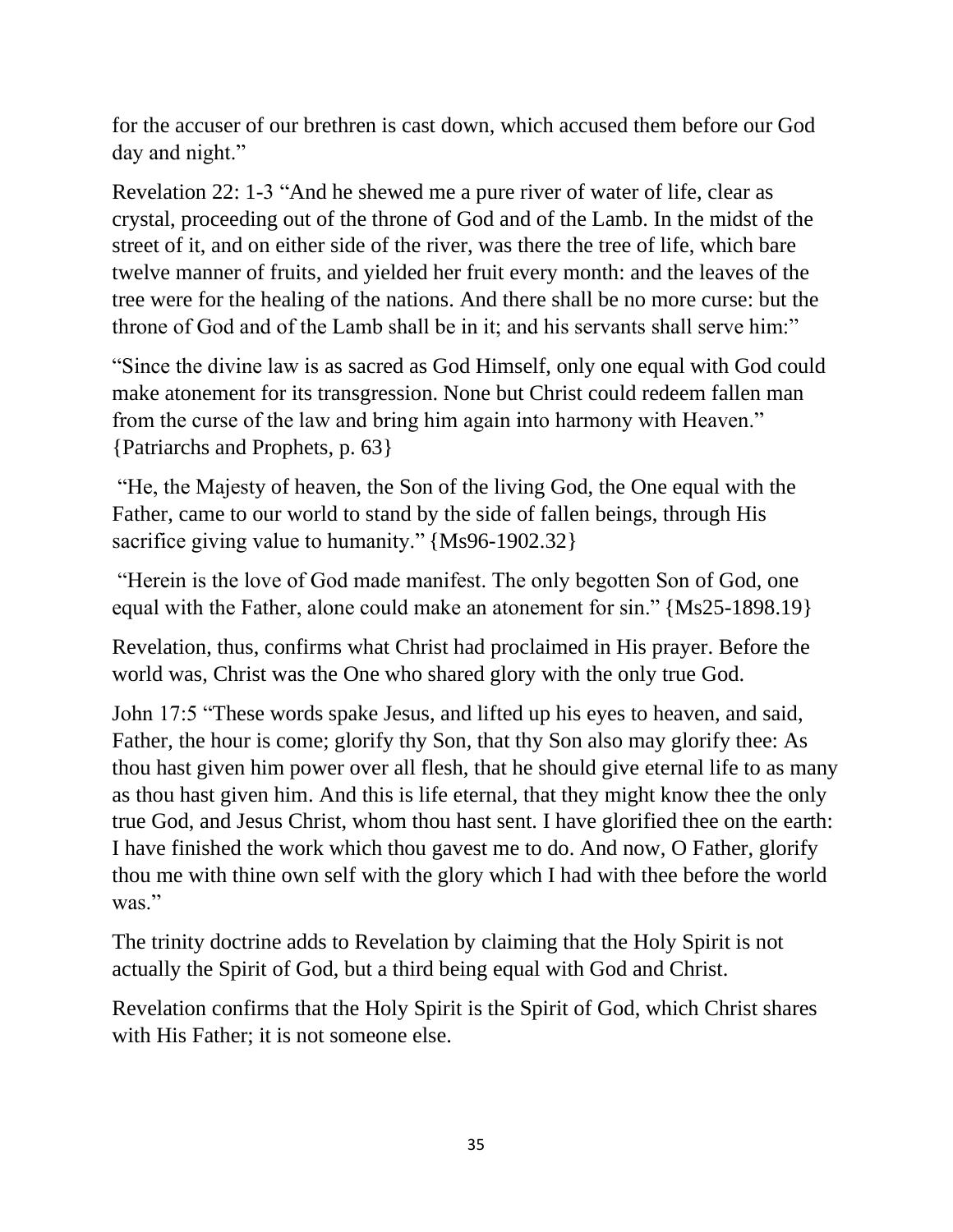for the accuser of our brethren is cast down, which accused them before our God day and night."

Revelation 22: 1-3 "And he shewed me a pure river of water of life, clear as crystal, proceeding out of the throne of God and of the Lamb. In the midst of the street of it, and on either side of the river, was there the tree of life, which bare twelve manner of fruits, and yielded her fruit every month: and the leaves of the tree were for the healing of the nations. And there shall be no more curse: but the throne of God and of the Lamb shall be in it; and his servants shall serve him:"

"Since the divine law is as sacred as God Himself, only one equal with God could make atonement for its transgression. None but Christ could redeem fallen man from the curse of the law and bring him again into harmony with Heaven." {Patriarchs and Prophets, p. 63}

"He, the Majesty of heaven, the Son of the living God, the One equal with the Father, came to our world to stand by the side of fallen beings, through His sacrifice giving value to humanity." {Ms96-1902.32}

"Herein is the love of God made manifest. The only begotten Son of God, one equal with the Father, alone could make an atonement for sin." {Ms25-1898.19}

Revelation, thus, confirms what Christ had proclaimed in His prayer. Before the world was, Christ was the One who shared glory with the only true God.

John 17:5 "These words spake Jesus, and lifted up his eyes to heaven, and said, Father, the hour is come; glorify thy Son, that thy Son also may glorify thee: As thou hast given him power over all flesh, that he should give eternal life to as many as thou hast given him. And this is life eternal, that they might know thee the only true God, and Jesus Christ, whom thou hast sent. I have glorified thee on the earth: I have finished the work which thou gavest me to do. And now, O Father, glorify thou me with thine own self with the glory which I had with thee before the world was."

The trinity doctrine adds to Revelation by claiming that the Holy Spirit is not actually the Spirit of God, but a third being equal with God and Christ.

Revelation confirms that the Holy Spirit is the Spirit of God, which Christ shares with His Father; it is not someone else.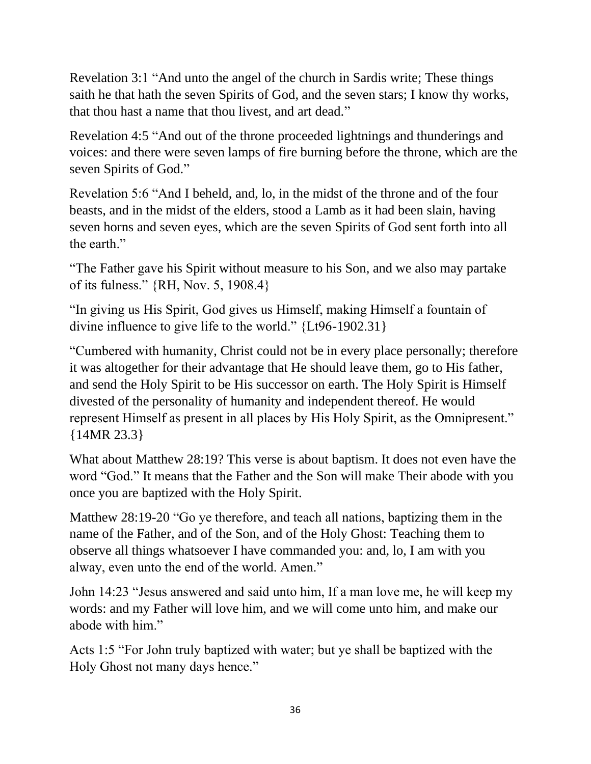Revelation 3:1 "And unto the angel of the church in Sardis write; These things saith he that hath the seven Spirits of God, and the seven stars; I know thy works, that thou hast a name that thou livest, and art dead."

Revelation 4:5 "And out of the throne proceeded lightnings and thunderings and voices: and there were seven lamps of fire burning before the throne, which are the seven Spirits of God."

Revelation 5:6 "And I beheld, and, lo, in the midst of the throne and of the four beasts, and in the midst of the elders, stood a Lamb as it had been slain, having seven horns and seven eyes, which are the seven Spirits of God sent forth into all the earth."

"The Father gave his Spirit without measure to his Son, and we also may partake of its fulness." {RH, Nov. 5, 1908.4}

"In giving us His Spirit, God gives us Himself, making Himself a fountain of divine influence to give life to the world." {Lt96-1902.31}

"Cumbered with humanity, Christ could not be in every place personally; therefore it was altogether for their advantage that He should leave them, go to His father, and send the Holy Spirit to be His successor on earth. The Holy Spirit is Himself divested of the personality of humanity and independent thereof. He would represent Himself as present in all places by His Holy Spirit, as the Omnipresent." {14MR 23.3}

What about Matthew 28:19? This verse is about baptism. It does not even have the word "God." It means that the Father and the Son will make Their abode with you once you are baptized with the Holy Spirit.

Matthew 28:19-20 "Go ye therefore, and teach all nations, baptizing them in the name of the Father, and of the Son, and of the Holy Ghost: Teaching them to observe all things whatsoever I have commanded you: and, lo, I am with you alway, even unto the end of the world. Amen."

John 14:23 "Jesus answered and said unto him, If a man love me, he will keep my words: and my Father will love him, and we will come unto him, and make our abode with him."

Acts 1:5 "For John truly baptized with water; but ye shall be baptized with the Holy Ghost not many days hence."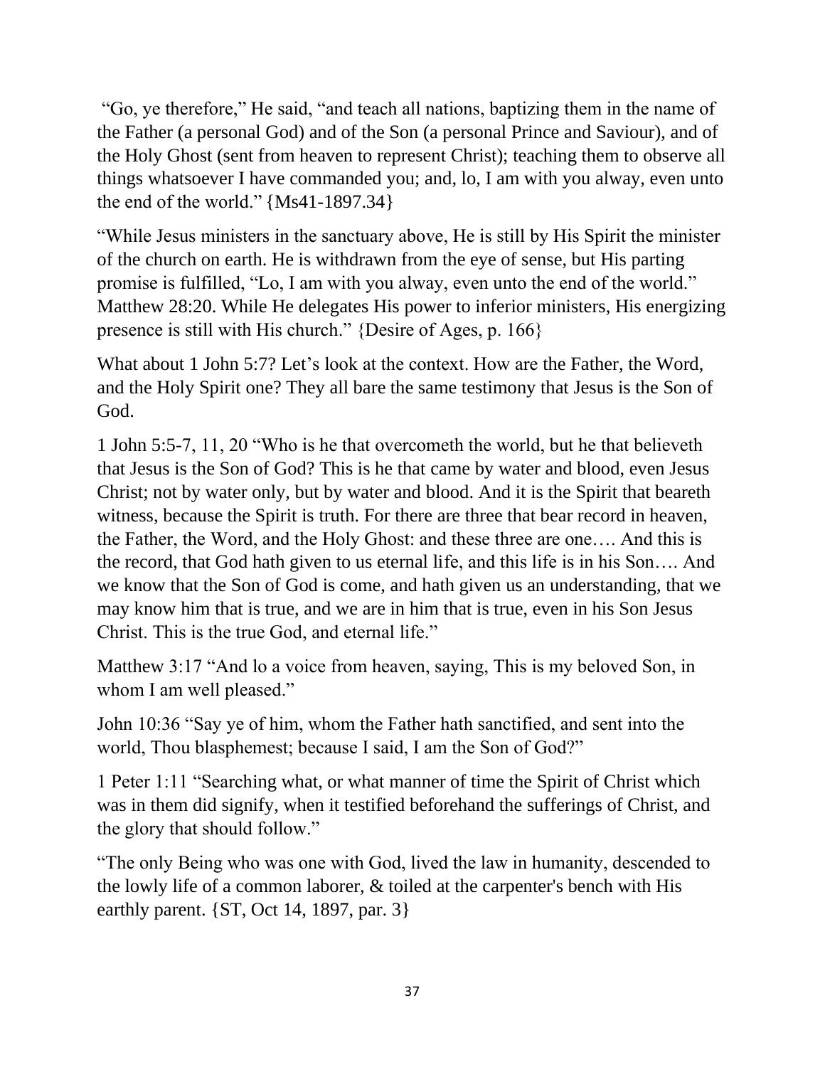"Go, ye therefore," He said, "and teach all nations, baptizing them in the name of the Father (a personal God) and of the Son (a personal Prince and Saviour), and of the Holy Ghost (sent from heaven to represent Christ); teaching them to observe all things whatsoever I have commanded you; and, lo, I am with you alway, even unto the end of the world." {Ms41-1897.34}

"While Jesus ministers in the sanctuary above, He is still by His Spirit the minister of the church on earth. He is withdrawn from the eye of sense, but His parting promise is fulfilled, "Lo, I am with you alway, even unto the end of the world." Matthew 28:20. While He delegates His power to inferior ministers, His energizing presence is still with His church." {Desire of Ages, p. 166}

What about 1 John 5:7? Let's look at the context. How are the Father, the Word, and the Holy Spirit one? They all bare the same testimony that Jesus is the Son of God.

1 John 5:5-7, 11, 20 "Who is he that overcometh the world, but he that believeth that Jesus is the Son of God? This is he that came by water and blood, even Jesus Christ; not by water only, but by water and blood. And it is the Spirit that beareth witness, because the Spirit is truth. For there are three that bear record in heaven, the Father, the Word, and the Holy Ghost: and these three are one…. And this is the record, that God hath given to us eternal life, and this life is in his Son…. And we know that the Son of God is come, and hath given us an understanding, that we may know him that is true, and we are in him that is true, even in his Son Jesus Christ. This is the true God, and eternal life."

Matthew 3:17 "And lo a voice from heaven, saying, This is my beloved Son, in whom I am well pleased."

John 10:36 "Say ye of him, whom the Father hath sanctified, and sent into the world, Thou blasphemest; because I said, I am the Son of God?"

1 Peter 1:11 "Searching what, or what manner of time the Spirit of Christ which was in them did signify, when it testified beforehand the sufferings of Christ, and the glory that should follow."

"The only Being who was one with God, lived the law in humanity, descended to the lowly life of a common laborer, & toiled at the carpenter's bench with His earthly parent. {ST, Oct 14, 1897, par. 3}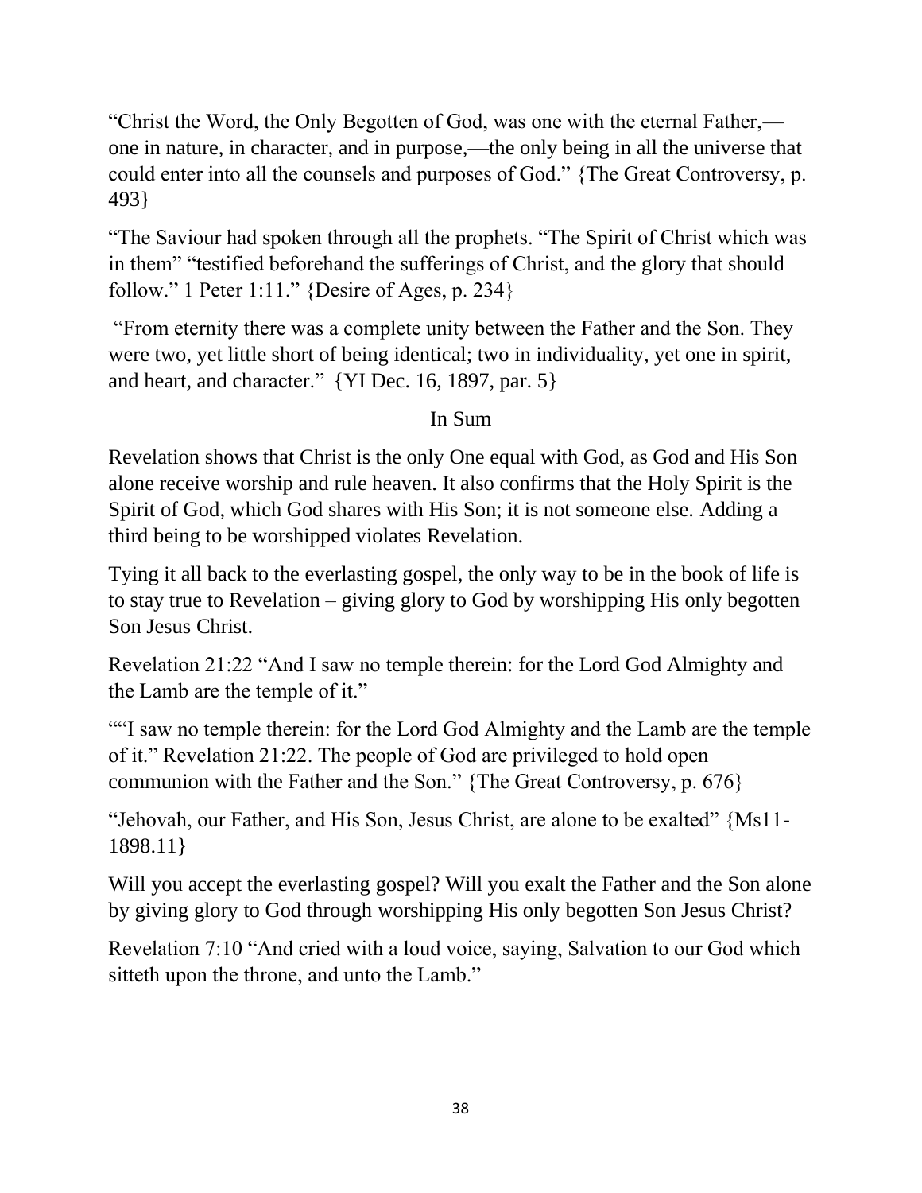"Christ the Word, the Only Begotten of God, was one with the eternal Father,—one in nature, in character, and in purpose,—the only being in all the universe that could enter into all the counsels and purposes of God." {The Great Controversy, p. 493}

"The Saviour had spoken through all the prophets. "The Spirit of Christ which was in them" "testified beforehand the sufferings of Christ, and the glory that should follow." 1 Peter 1:11." {Desire of Ages, p. 234}

"From eternity there was a complete unity between the Father and the Son. They were two, yet little short of being identical; two in individuality, yet one in spirit, and heart, and character." {YI Dec. 16, 1897, par. 5}

## In Sum

Revelation shows that Christ is the only One equal with God, as God and His Son alone receive worship and rule heaven. It also confirms that the Holy Spirit is the Spirit of God, which God shares with His Son; it is not someone else. Adding a third being to be worshipped violates Revelation.

Tying it all back to the everlasting gospel, the only way to be in the book of life is to stay true to Revelation – giving glory to God by worshipping His only begotten Son Jesus Christ.

Revelation 21:22 "And I saw no temple therein: for the Lord God Almighty and the Lamb are the temple of it."

""I saw no temple therein: for the Lord God Almighty and the Lamb are the temple of it." Revelation 21:22. The people of God are privileged to hold open communion with the Father and the Son." {The Great Controversy, p. 676}

"Jehovah, our Father, and His Son, Jesus Christ, are alone to be exalted" {Ms11-1898.11}

Will you accept the everlasting gospel? Will you exalt the Father and the Son alone by giving glory to God through worshipping His only begotten Son Jesus Christ?

Revelation 7:10 "And cried with a loud voice, saying, Salvation to our God which sitteth upon the throne, and unto the Lamb."